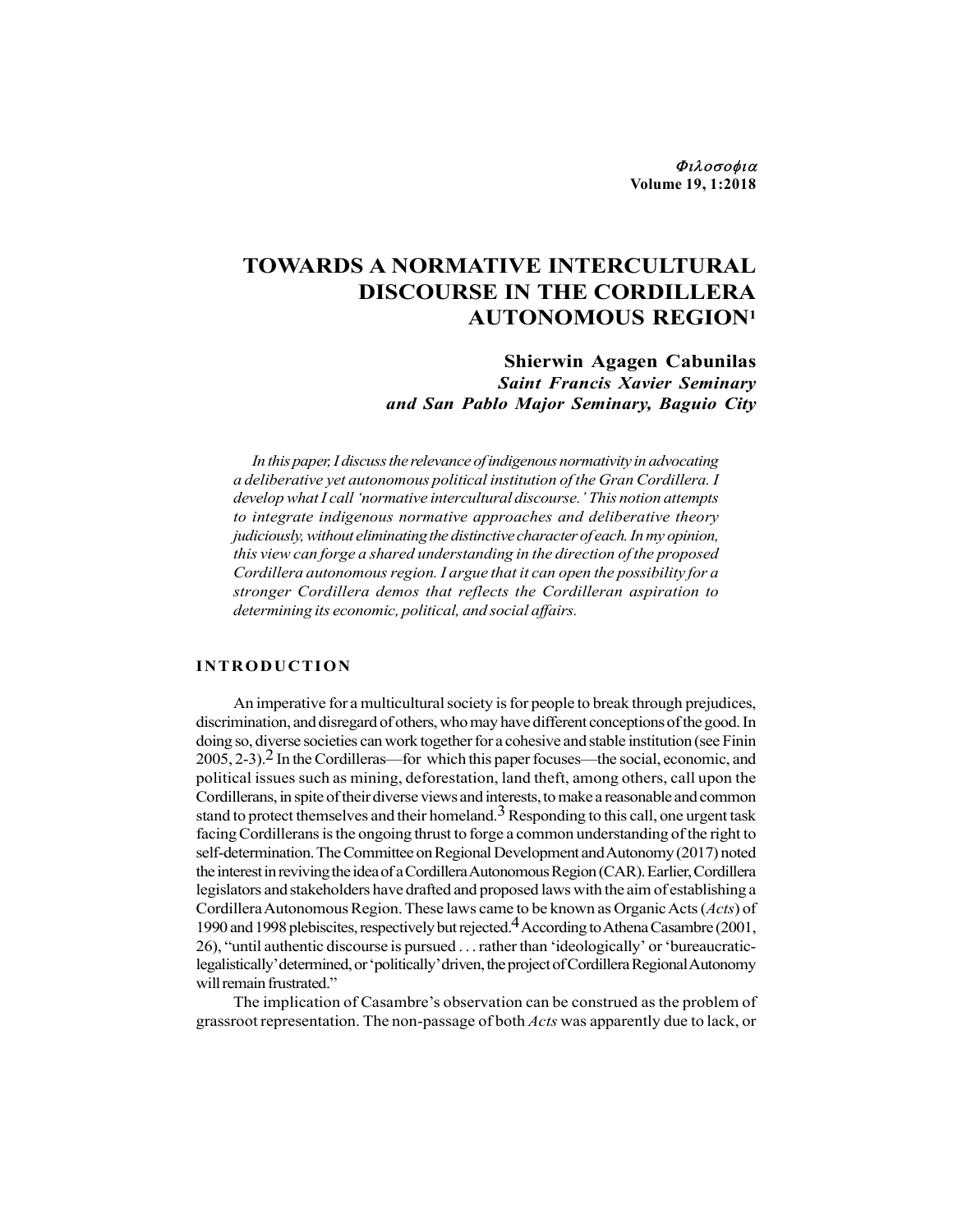# TOWARDS A NORMATIVE INTERCULTURAL DISCOURSE IN THE CORDILLERA AUTONOMOUS REGION[1]

**Shierwin Agagen Cabunilas**
***Saint Francis Xavier Seminary and San Pablo Major Seminary, Baguio City***

*In this paper, I discuss the relevance of indigenous normativity in advocating a deliberative yet autonomous political institution of the Gran Cordillera. I develop what I call 'normative intercultural discourse.' This notion attempts to integrate indigenous normative approaches and deliberative theory judiciously, without eliminating the distinctive character of each. In my opinion, this view can forge a shared understanding in the direction of the proposed Cordillera autonomous region. I argue that it can open the possibility for a stronger Cordillera demos that reflects the Cordilleran aspiration to determining its economic, political, and social affairs.*

## INTRODUCTION

An imperative for a multicultural society is for people to break through prejudices, discrimination, and disregard of others, who may have different conceptions of the good. In doing so, diverse societies can work together for a cohesive and stable institution (see Finin 2005, 2-3).[2] In the Cordilleras—for which this paper focuses—the social, economic, and political issues such as mining, deforestation, land theft, among others, call upon the Cordillerans, in spite of their diverse views and interests, to make a reasonable and common stand to protect themselves and their homeland.[3] Responding to this call, one urgent task facing Cordillerans is the ongoing thrust to forge a common understanding of the right to self-determination. The Committee on Regional Development and Autonomy (2017) noted the interest in reviving the idea of a Cordillera Autonomous Region (CAR). Earlier, Cordillera legislators and stakeholders have drafted and proposed laws with the aim of establishing a Cordillera Autonomous Region. These laws came to be known as Organic Acts (*Acts*) of 1990 and 1998 plebiscites, respectively but rejected.[4] According to Athena Casambre (2001, 26), "until authentic discourse is pursued . . . rather than 'ideologically' or 'bureaucratic-legalistically' determined, or 'politically' driven, the project of Cordillera Regional Autonomy will remain frustrated."

The implication of Casambre's observation can be construed as the problem of grassroot representation. The non-passage of both *Acts* was apparently due to lack, or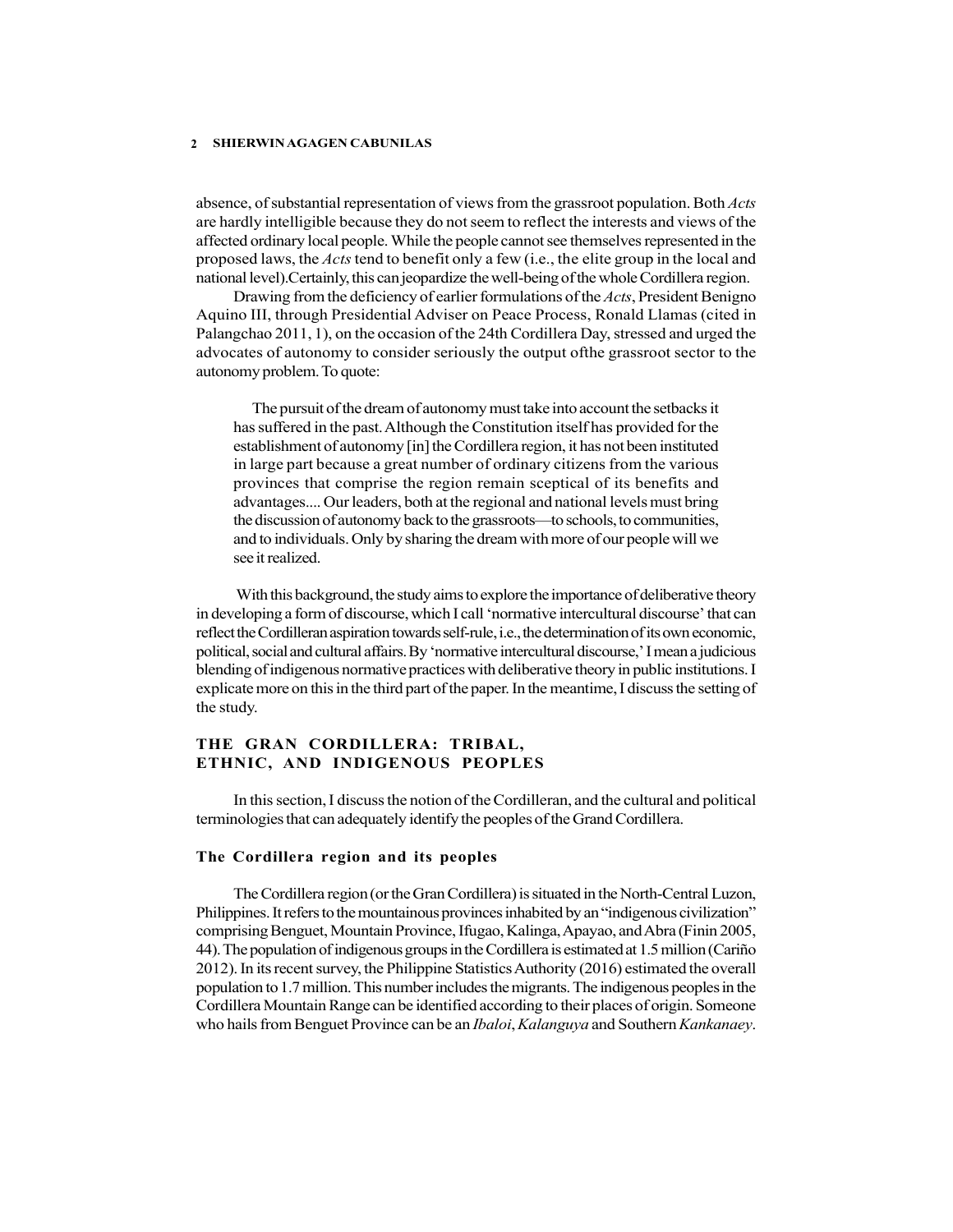absence, of substantial representation of views from the grassroot population. Both *Acts* are hardly intelligible because they do not seem to reflect the interests and views of the affected ordinary local people. While the people cannot see themselves represented in the proposed laws, the *Acts* tend to benefit only a few (i.e., the elite group in the local and national level).Certainly, this can jeopardize the well-being of the whole Cordillera region.

Drawing from the deficiency of earlier formulations of the *Acts*, President Benigno Aquino III, through Presidential Adviser on Peace Process, Ronald Llamas (cited in Palangchao 2011, 1), on the occasion of the 24th Cordillera Day, stressed and urged the advocates of autonomy to consider seriously the output ofthe grassroot sector to the autonomy problem. To quote:

> The pursuit of the dream of autonomy must take into account the setbacks it has suffered in the past. Although the Constitution itself has provided for the establishment of autonomy [in] the Cordillera region, it has not been instituted in large part because a great number of ordinary citizens from the various provinces that comprise the region remain sceptical of its benefits and advantages.... Our leaders, both at the regional and national levels must bring the discussion of autonomy back to the grassroots—to schools, to communities, and to individuals. Only by sharing the dream with more of our people will we see it realized.

With this background, the study aims to explore the importance of deliberative theory in developing a form of discourse, which I call 'normative intercultural discourse' that can reflect the Cordilleran aspiration towards self-rule, i.e., the determination of its own economic, political, social and cultural affairs. By 'normative intercultural discourse,' I mean a judicious blending of indigenous normative practices with deliberative theory in public institutions. I explicate more on this in the third part of the paper. In the meantime, I discuss the setting of the study.

## THE GRAN CORDILLERA: TRIBAL, ETHNIC, AND INDIGENOUS PEOPLES

In this section, I discuss the notion of the Cordilleran, and the cultural and political terminologies that can adequately identify the peoples of the Grand Cordillera.

### The Cordillera region and its peoples

The Cordillera region (or the Gran Cordillera) is situated in the North-Central Luzon, Philippines. It refers to the mountainous provinces inhabited by an "indigenous civilization" comprising Benguet, Mountain Province, Ifugao, Kalinga, Apayao, and Abra (Finin 2005, 44). The population of indigenous groups in the Cordillera is estimated at 1.5 million (Cariño 2012). In its recent survey, the Philippine Statistics Authority (2016) estimated the overall population to 1.7 million. This number includes the migrants. The indigenous peoples in the Cordillera Mountain Range can be identified according to their places of origin. Someone who hails from Benguet Province can be an *Ibaloi*, *Kalanguya* and Southern *Kankanaey*.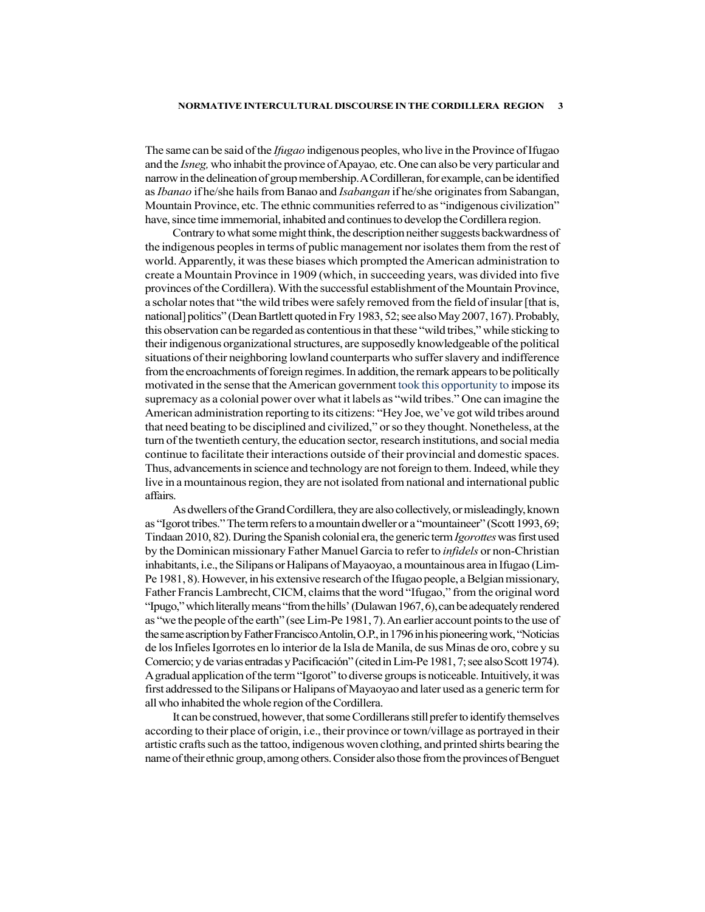The same can be said of the *Ifugao* indigenous peoples, who live in the Province of Ifugao and the *Isneg,* who inhabit the province of Apayao*,* etc. One can also be very particular and narrow in the delineation of group membership. A Cordilleran, for example, can be identified as *Ibanao* if he/she hails from Banao and *Isabangan* if he/she originates from Sabangan, Mountain Province, etc. The ethnic communities referred to as "indigenous civilization" have, since time immemorial, inhabited and continues to develop the Cordillera region.

Contrary to what some might think, the description neither suggests backwardness of the indigenous peoples in terms of public management nor isolates them from the rest of world. Apparently, it was these biases which prompted the American administration to create a Mountain Province in 1909 (which, in succeeding years, was divided into five provinces of the Cordillera). With the successful establishment of the Mountain Province, a scholar notes that "the wild tribes were safely removed from the field of insular [that is, national] politics" (Dean Bartlett quoted in Fry 1983, 52; see also May 2007, 167). Probably, this observation can be regarded as contentious in that these "wild tribes," while sticking to their indigenous organizational structures, are supposedly knowledgeable of the political situations of their neighboring lowland counterparts who suffer slavery and indifference from the encroachments of foreign regimes. In addition, the remark appears to be politically motivated in the sense that the American government took this opportunity to impose its supremacy as a colonial power over what it labels as "wild tribes." One can imagine the American administration reporting to its citizens: "Hey Joe, we've got wild tribes around that need beating to be disciplined and civilized," or so they thought. Nonetheless, at the turn of the twentieth century, the education sector, research institutions, and social media continue to facilitate their interactions outside of their provincial and domestic spaces. Thus, advancements in science and technology are not foreign to them. Indeed, while they live in a mountainous region, they are not isolated from national and international public affairs.

As dwellers of the Grand Cordillera, they are also collectively, or misleadingly, known as "Igorot tribes." The term refers to a mountain dweller or a "mountaineer" (Scott 1993, 69; Tindaan 2010, 82). During the Spanish colonial era, the generic term *Igorottes* was first used by the Dominican missionary Father Manuel Garcia to refer to *infidels* or non-Christian inhabitants, i.e., the Silipans or Halipans of Mayaoyao, a mountainous area in Ifugao (Lim-Pe 1981, 8). However, in his extensive research of the Ifugao people, a Belgian missionary, Father Francis Lambrecht, CICM, claims that the word "Ifugao," from the original word "Ipugo," which literally means "from the hills' (Dulawan 1967, 6), can be adequately rendered as "we the people of the earth" (see Lim-Pe 1981, 7). An earlier account points to the use of the same ascription by Father Francisco Antolin, O.P., in 1796 in his pioneering work, "Noticias de los Infieles Igorrotes en lo interior de la Isla de Manila, de sus Minas de oro, cobre y su Comercio; y de varias entradas y Pacificación" (cited in Lim-Pe 1981, 7; see also Scott 1974). A gradual application of the term "Igorot" to diverse groups is noticeable. Intuitively, it was first addressed to the Silipans or Halipans of Mayaoyao and later used as a generic term for all who inhabited the whole region of the Cordillera.

It can be construed, however, that some Cordillerans still prefer to identify themselves according to their place of origin, i.e., their province or town/village as portrayed in their artistic crafts such as the tattoo, indigenous woven clothing, and printed shirts bearing the name of their ethnic group, among others. Consider also those from the provinces of Benguet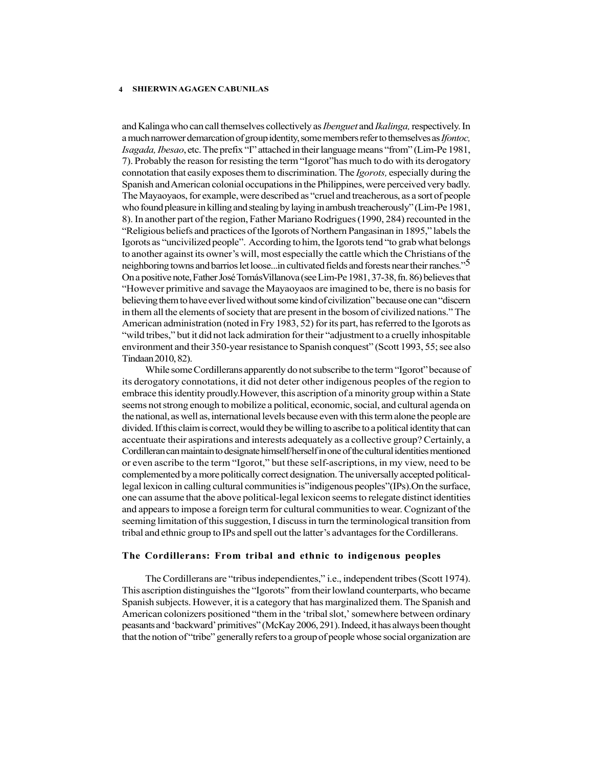and Kalinga who can call themselves collectively as *Ibenguet* and *Ikalinga,* respectively. In a much narrower demarcation of group identity, some members refer to themselves as *Ifontoc, Isagada, Ibesao*, etc. The prefix "I" attached in their language means "from" (Lim-Pe 1981, 7). Probably the reason for resisting the term "Igorot"has much to do with its derogatory connotation that easily exposes them to discrimination. The *Igorots,* especially during the Spanish and American colonial occupations in the Philippines, were perceived very badly. The Mayaoyaos, for example, were described as "cruel and treacherous, as a sort of people who found pleasure in killing and stealing by laying in ambush treacherously" (Lim-Pe 1981, 8). In another part of the region, Father Mariano Rodrigues (1990, 284) recounted in the "Religious beliefs and practices of the Igorots of Northern Pangasinan in 1895," labels the Igorots as "uncivilized people". According to him, the Igorots tend "to grab what belongs to another against its owner's will, most especially the cattle which the Christians of the neighboring towns and barrios let loose...in cultivated fields and forests near their ranches."[5] On a positive note, Father José Tomás Villanova (see Lim-Pe 1981, 37-38, fn. 86) believes that "However primitive and savage the Mayaoyaos are imagined to be, there is no basis for believing them to have ever lived without some kind of civilization" because one can "discern in them all the elements of society that are present in the bosom of civilized nations." The American administration (noted in Fry 1983, 52) for its part, has referred to the Igorots as "wild tribes," but it did not lack admiration for their "adjustment to a cruelly inhospitable environment and their 350-year resistance to Spanish conquest" (Scott 1993, 55; see also Tindaan 2010, 82).

While some Cordillerans apparently do not subscribe to the term "Igorot" because of its derogatory connotations, it did not deter other indigenous peoples of the region to embrace this identity proudly.However, this ascription of a minority group within a State seems not strong enough to mobilize a political, economic, social, and cultural agenda on the national, as well as, international levels because even with this term alone the people are divided. If this claim is correct, would they be willing to ascribe to a political identity that can accentuate their aspirations and interests adequately as a collective group? Certainly, a Cordilleran can maintain to designate himself/herself in one of the cultural identities mentioned or even ascribe to the term "Igorot," but these self-ascriptions, in my view, need to be complemented by a more politically correct designation. The universally accepted political-legal lexicon in calling cultural communities is"indigenous peoples"(IPs).On the surface, one can assume that the above political-legal lexicon seems to relegate distinct identities and appears to impose a foreign term for cultural communities to wear. Cognizant of the seeming limitation of this suggestion, I discuss in turn the terminological transition from tribal and ethnic group to IPs and spell out the latter's advantages for the Cordillerans.

## The Cordillerans: From tribal and ethnic to indigenous peoples

The Cordillerans are "tribus independientes," i.e., independent tribes (Scott 1974). This ascription distinguishes the "Igorots" from their lowland counterparts, who became Spanish subjects. However, it is a category that has marginalized them. The Spanish and American colonizers positioned "them in the 'tribal slot,' somewhere between ordinary peasants and 'backward' primitives" (McKay 2006, 291). Indeed, it has always been thought that the notion of "tribe" generally refers to a group of people whose social organization are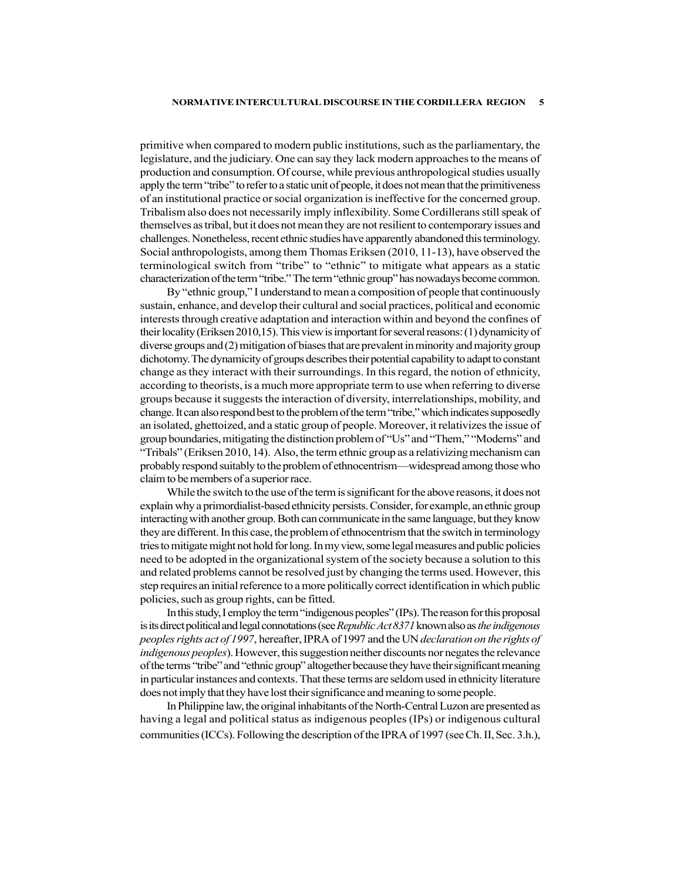primitive when compared to modern public institutions, such as the parliamentary, the legislature, and the judiciary. One can say they lack modern approaches to the means of production and consumption. Of course, while previous anthropological studies usually apply the term "tribe" to refer to a static unit of people, it does not mean that the primitiveness of an institutional practice or social organization is ineffective for the concerned group. Tribalism also does not necessarily imply inflexibility. Some Cordillerans still speak of themselves as tribal, but it does not mean they are not resilient to contemporary issues and challenges. Nonetheless, recent ethnic studies have apparently abandoned this terminology. Social anthropologists, among them Thomas Eriksen (2010, 11-13), have observed the terminological switch from "tribe" to "ethnic" to mitigate what appears as a static characterization of the term "tribe." The term "ethnic group" has nowadays become common.

By "ethnic group," I understand to mean a composition of people that continuously sustain, enhance, and develop their cultural and social practices, political and economic interests through creative adaptation and interaction within and beyond the confines of their locality (Eriksen 2010,15). This view is important for several reasons: (1) dynamicity of diverse groups and (2) mitigation of biases that are prevalent in minority and majority group dichotomy. The dynamicity of groups describes their potential capability to adapt to constant change as they interact with their surroundings. In this regard, the notion of ethnicity, according to theorists, is a much more appropriate term to use when referring to diverse groups because it suggests the interaction of diversity, interrelationships, mobility, and change. It can also respond best to the problem of the term "tribe," which indicates supposedly an isolated, ghettoized, and a static group of people. Moreover, it relativizes the issue of group boundaries, mitigating the distinction problem of "Us" and "Them," "Moderns" and "Tribals" (Eriksen 2010, 14). Also, the term ethnic group as a relativizing mechanism can probably respond suitably to the problem of ethnocentrism—widespread among those who claim to be members of a superior race.

While the switch to the use of the term is significant for the above reasons, it does not explain why a primordialist-based ethnicity persists. Consider, for example, an ethnic group interacting with another group. Both can communicate in the same language, but they know they are different. In this case, the problem of ethnocentrism that the switch in terminology tries to mitigate might not hold for long. In my view, some legal measures and public policies need to be adopted in the organizational system of the society because a solution to this and related problems cannot be resolved just by changing the terms used. However, this step requires an initial reference to a more politically correct identification in which public policies, such as group rights, can be fitted.

In this study, I employ the term "indigenous peoples" (IPs). The reason for this proposal is its direct political and legal connotations (see *Republic Act 8371* known also as *the indigenous peoples rights act of 1997*, hereafter, IPRA of 1997 and the UN *declaration on the rights of indigenous peoples*). However, this suggestion neither discounts nor negates the relevance of the terms "tribe" and "ethnic group" altogether because they have their significant meaning in particular instances and contexts. That these terms are seldom used in ethnicity literature does not imply that they have lost their significance and meaning to some people.

In Philippine law, the original inhabitants of the North-Central Luzon are presented as having a legal and political status as indigenous peoples (IPs) or indigenous cultural communities (ICCs). Following the description of the IPRA of 1997 (see Ch. II, Sec. 3.h.),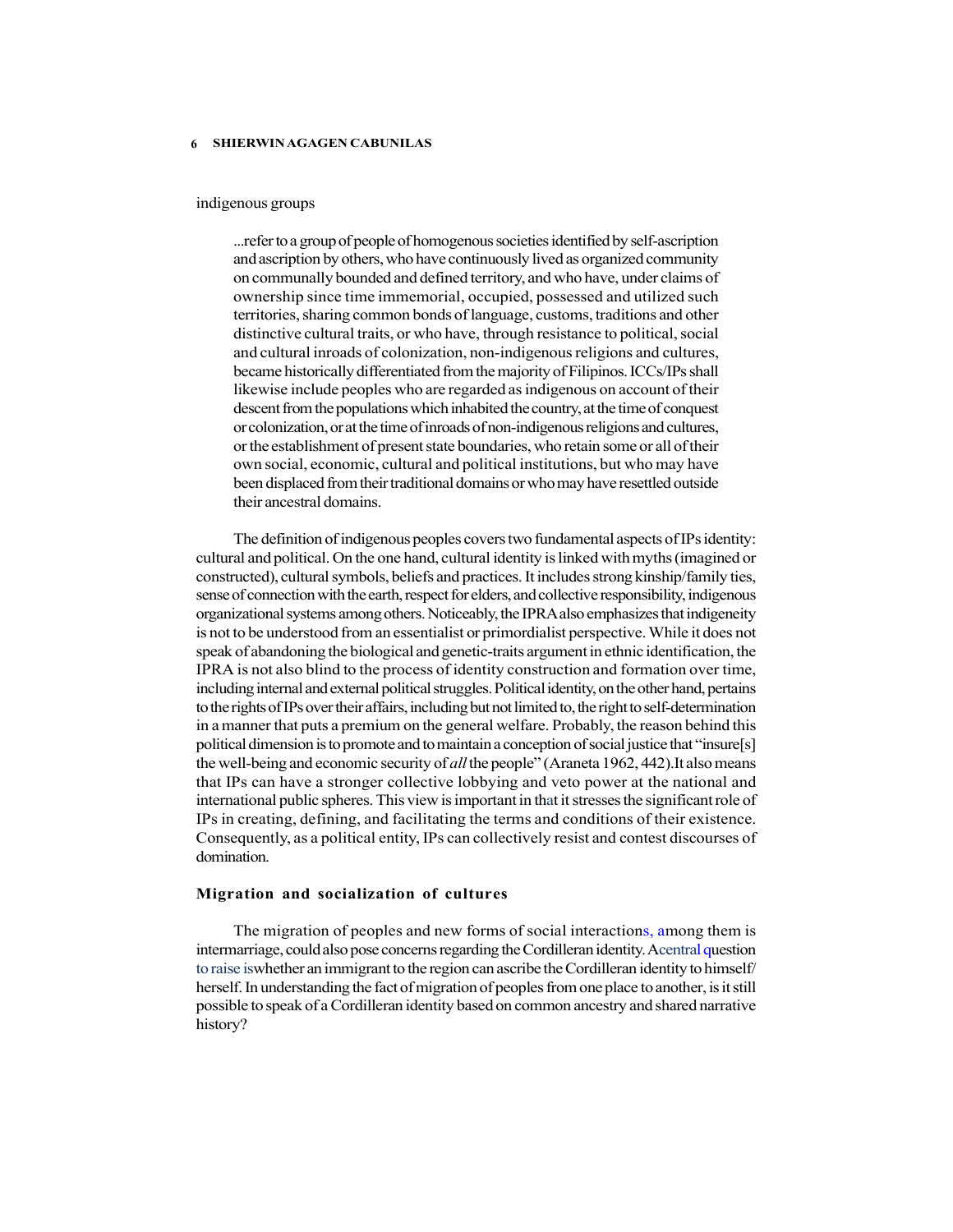indigenous groups

> ...refer to a group of people of homogenous societies identified by self-ascription and ascription by others, who have continuously lived as organized community on communally bounded and defined territory, and who have, under claims of ownership since time immemorial, occupied, possessed and utilized such territories, sharing common bonds of language, customs, traditions and other distinctive cultural traits, or who have, through resistance to political, social and cultural inroads of colonization, non-indigenous religions and cultures, became historically differentiated from the majority of Filipinos. ICCs/IPs shall likewise include peoples who are regarded as indigenous on account of their descent from the populations which inhabited the country, at the time of conquest or colonization, or at the time of inroads of non-indigenous religions and cultures, or the establishment of present state boundaries, who retain some or all of their own social, economic, cultural and political institutions, but who may have been displaced from their traditional domains or who may have resettled outside their ancestral domains.

The definition of indigenous peoples covers two fundamental aspects of IPs identity: cultural and political. On the one hand, cultural identity is linked with myths (imagined or constructed), cultural symbols, beliefs and practices. It includes strong kinship/family ties, sense of connection with the earth, respect for elders, and collective responsibility, indigenous organizational systems among others. Noticeably, the IPRA also emphasizes that indigeneity is not to be understood from an essentialist or primordialist perspective. While it does not speak of abandoning the biological and genetic-traits argument in ethnic identification, the IPRA is not also blind to the process of identity construction and formation over time, including internal and external political struggles. Political identity, on the other hand, pertains to the rights of IPs over their affairs, including but not limited to, the right to self-determination in a manner that puts a premium on the general welfare. Probably, the reason behind this political dimension is to promote and to maintain a conception of social justice that "insure[s] the well-being and economic security of *all* the people" (Araneta 1962, 442).It also means that IPs can have a stronger collective lobbying and veto power at the national and international public spheres. This view is important in that it stresses the significant role of IPs in creating, defining, and facilitating the terms and conditions of their existence. Consequently, as a political entity, IPs can collectively resist and contest discourses of domination.

## Migration and socialization of cultures

The migration of peoples and new forms of social interactions, among them is intermarriage, could also pose concerns regarding the Cordilleran identity. A central question to raise is whether an immigrant to the region can ascribe the Cordilleran identity to himself/herself. In understanding the fact of migration of peoples from one place to another, is it still possible to speak of a Cordilleran identity based on common ancestry and shared narrative history?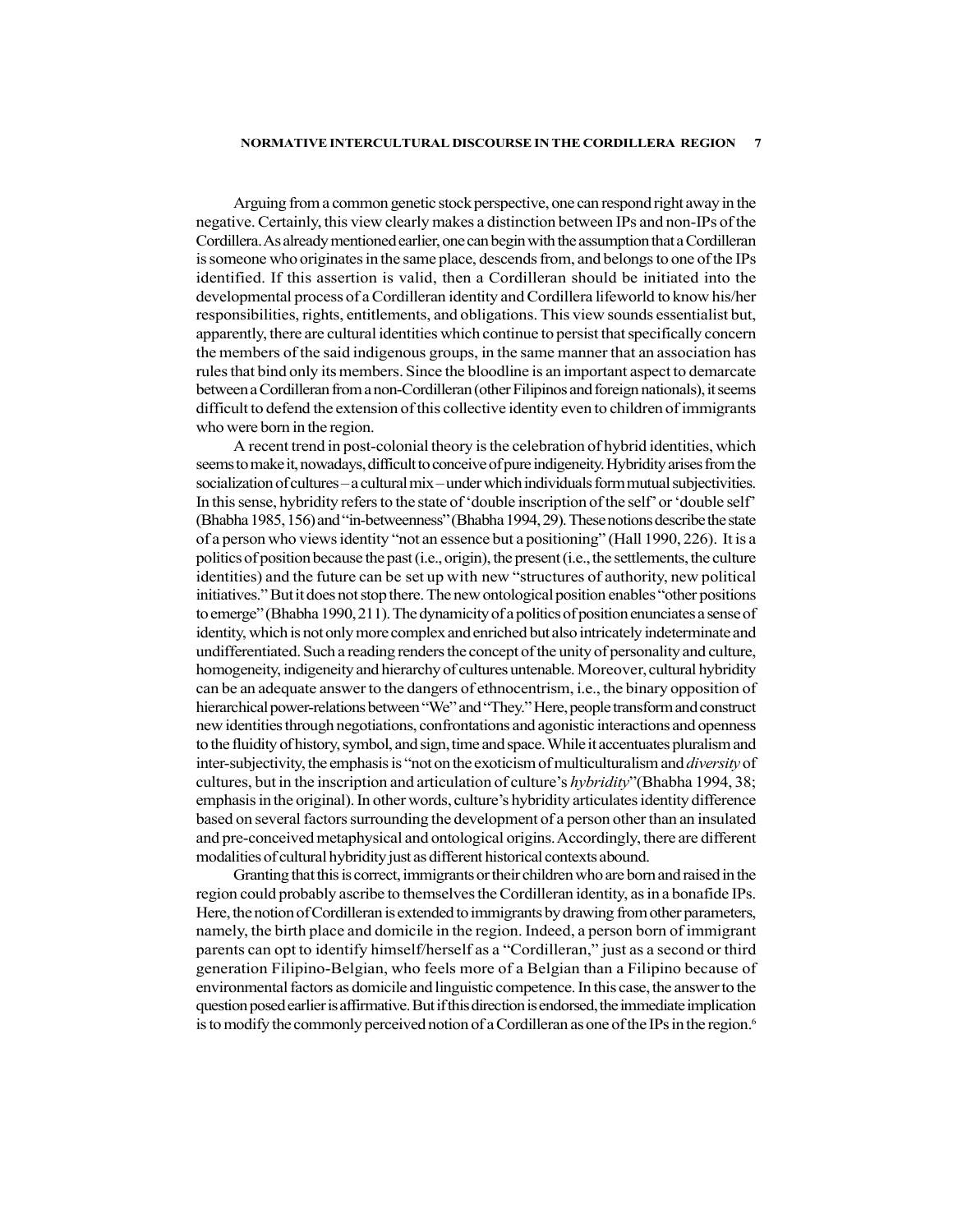Arguing from a common genetic stock perspective, one can respond right away in the negative. Certainly, this view clearly makes a distinction between IPs and non-IPs of the Cordillera. As already mentioned earlier, one can begin with the assumption that a Cordilleran is someone who originates in the same place, descends from, and belongs to one of the IPs identified. If this assertion is valid, then a Cordilleran should be initiated into the developmental process of a Cordilleran identity and Cordillera lifeworld to know his/her responsibilities, rights, entitlements, and obligations. This view sounds essentialist but, apparently, there are cultural identities which continue to persist that specifically concern the members of the said indigenous groups, in the same manner that an association has rules that bind only its members. Since the bloodline is an important aspect to demarcate between a Cordilleran from a non-Cordilleran (other Filipinos and foreign nationals), it seems difficult to defend the extension of this collective identity even to children of immigrants who were born in the region.

A recent trend in post-colonial theory is the celebration of hybrid identities, which seems to make it, nowadays, difficult to conceive of pure indigeneity. Hybridity arises from the socialization of cultures – a cultural mix – under which individuals form mutual subjectivities. In this sense, hybridity refers to the state of 'double inscription of the self' or 'double self' (Bhabha 1985, 156) and "in-betweenness" (Bhabha 1994, 29). These notions describe the state of a person who views identity "not an essence but a positioning" (Hall 1990, 226). It is a politics of position because the past (i.e., origin), the present (i.e., the settlements, the culture identities) and the future can be set up with new "structures of authority, new political initiatives." But it does not stop there. The new ontological position enables "other positions to emerge" (Bhabha 1990, 211). The dynamicity of a politics of position enunciates a sense of identity, which is not only more complex and enriched but also intricately indeterminate and undifferentiated. Such a reading renders the concept of the unity of personality and culture, homogeneity, indigeneity and hierarchy of cultures untenable. Moreover, cultural hybridity can be an adequate answer to the dangers of ethnocentrism, i.e., the binary opposition of hierarchical power-relations between "We" and "They." Here, people transform and construct new identities through negotiations, confrontations and agonistic interactions and openness to the fluidity of history, symbol, and sign, time and space. While it accentuates pluralism and inter-subjectivity, the emphasis is "not on the exoticism of multiculturalism and *diversity* of cultures, but in the inscription and articulation of culture's *hybridity*" (Bhabha 1994, 38; emphasis in the original). In other words, culture's hybridity articulates identity difference based on several factors surrounding the development of a person other than an insulated and pre-conceived metaphysical and ontological origins. Accordingly, there are different modalities of cultural hybridity just as different historical contexts abound.

Granting that this is correct, immigrants or their children who are born and raised in the region could probably ascribe to themselves the Cordilleran identity, as in a bonafide IPs. Here, the notion of Cordilleran is extended to immigrants by drawing from other parameters, namely, the birth place and domicile in the region. Indeed, a person born of immigrant parents can opt to identify himself/herself as a "Cordilleran," just as a second or third generation Filipino-Belgian, who feels more of a Belgian than a Filipino because of environmental factors as domicile and linguistic competence. In this case, the answer to the question posed earlier is affirmative. But if this direction is endorsed, the immediate implication is to modify the commonly perceived notion of a Cordilleran as one of the IPs in the region.[6]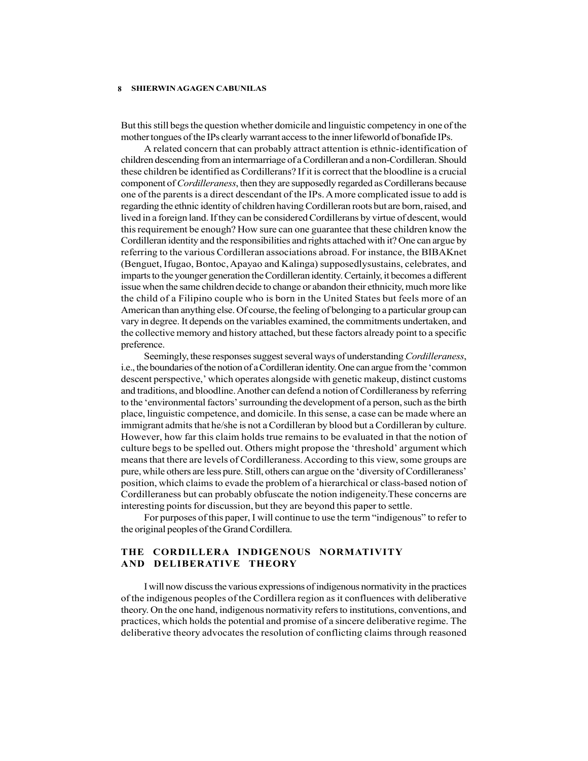But this still begs the question whether domicile and linguistic competency in one of the mother tongues of the IPs clearly warrant access to the inner lifeworld of bonafide IPs.

A related concern that can probably attract attention is ethnic-identification of children descending from an intermarriage of a Cordilleran and a non-Cordilleran. Should these children be identified as Cordillerans? If it is correct that the bloodline is a crucial component of *Cordilleraness*, then they are supposedly regarded as Cordillerans because one of the parents is a direct descendant of the IPs. A more complicated issue to add is regarding the ethnic identity of children having Cordilleran roots but are born, raised, and lived in a foreign land. If they can be considered Cordillerans by virtue of descent, would this requirement be enough? How sure can one guarantee that these children know the Cordilleran identity and the responsibilities and rights attached with it? One can argue by referring to the various Cordilleran associations abroad. For instance, the BIBAKnet (Benguet, Ifugao, Bontoc, Apayao and Kalinga) supposedlysustains, celebrates, and imparts to the younger generation the Cordilleran identity. Certainly, it becomes a different issue when the same children decide to change or abandon their ethnicity, much more like the child of a Filipino couple who is born in the United States but feels more of an American than anything else. Of course, the feeling of belonging to a particular group can vary in degree. It depends on the variables examined, the commitments undertaken, and the collective memory and history attached, but these factors already point to a specific preference.

Seemingly, these responses suggest several ways of understanding *Cordilleraness*, i.e., the boundaries of the notion of a Cordilleran identity. One can argue from the 'common descent perspective,' which operates alongside with genetic makeup, distinct customs and traditions, and bloodline. Another can defend a notion of Cordilleraness by referring to the 'environmental factors' surrounding the development of a person, such as the birth place, linguistic competence, and domicile. In this sense, a case can be made where an immigrant admits that he/she is not a Cordilleran by blood but a Cordilleran by culture. However, how far this claim holds true remains to be evaluated in that the notion of culture begs to be spelled out. Others might propose the 'threshold' argument which means that there are levels of Cordilleraness. According to this view, some groups are pure, while others are less pure. Still, others can argue on the 'diversity of Cordilleraness' position, which claims to evade the problem of a hierarchical or class-based notion of Cordilleraness but can probably obfuscate the notion indigeneity.These concerns are interesting points for discussion, but they are beyond this paper to settle.

For purposes of this paper, I will continue to use the term "indigenous" to refer to the original peoples of the Grand Cordillera.

## THE CORDILLERA INDIGENOUS NORMATIVITY AND DELIBERATIVE THEORY

I will now discuss the various expressions of indigenous normativity in the practices of the indigenous peoples of the Cordillera region as it confluences with deliberative theory. On the one hand, indigenous normativity refers to institutions, conventions, and practices, which holds the potential and promise of a sincere deliberative regime. The deliberative theory advocates the resolution of conflicting claims through reasoned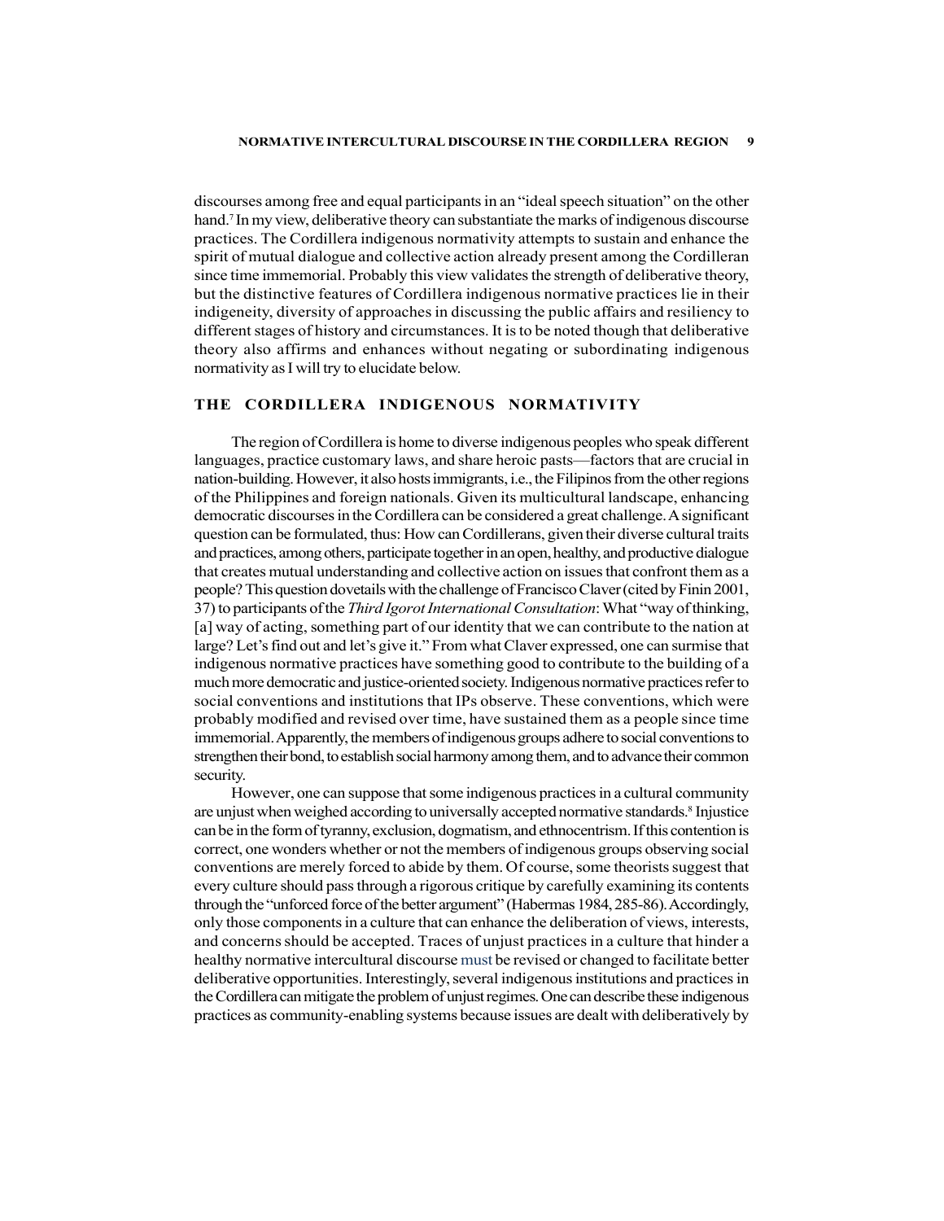discourses among free and equal participants in an "ideal speech situation" on the other hand.[7] In my view, deliberative theory can substantiate the marks of indigenous discourse practices. The Cordillera indigenous normativity attempts to sustain and enhance the spirit of mutual dialogue and collective action already present among the Cordilleran since time immemorial. Probably this view validates the strength of deliberative theory, but the distinctive features of Cordillera indigenous normative practices lie in their indigeneity, diversity of approaches in discussing the public affairs and resiliency to different stages of history and circumstances. It is to be noted though that deliberative theory also affirms and enhances without negating or subordinating indigenous normativity as I will try to elucidate below.

## THE CORDILLERA INDIGENOUS NORMATIVITY

The region of Cordillera is home to diverse indigenous peoples who speak different languages, practice customary laws, and share heroic pasts—factors that are crucial in nation-building. However, it also hosts immigrants, i.e., the Filipinos from the other regions of the Philippines and foreign nationals. Given its multicultural landscape, enhancing democratic discourses in the Cordillera can be considered a great challenge. A significant question can be formulated, thus: How can Cordillerans, given their diverse cultural traits and practices, among others, participate together in an open, healthy, and productive dialogue that creates mutual understanding and collective action on issues that confront them as a people? This question dovetails with the challenge of Francisco Claver (cited by Finin 2001, 37) to participants of the *Third Igorot International Consultation*: What "way of thinking, [a] way of acting, something part of our identity that we can contribute to the nation at large? Let's find out and let's give it." From what Claver expressed, one can surmise that indigenous normative practices have something good to contribute to the building of a much more democratic and justice-oriented society. Indigenous normative practices refer to social conventions and institutions that IPs observe. These conventions, which were probably modified and revised over time, have sustained them as a people since time immemorial. Apparently, the members of indigenous groups adhere to social conventions to strengthen their bond, to establish social harmony among them, and to advance their common security.

However, one can suppose that some indigenous practices in a cultural community are unjust when weighed according to universally accepted normative standards.[8] Injustice can be in the form of tyranny, exclusion, dogmatism, and ethnocentrism. If this contention is correct, one wonders whether or not the members of indigenous groups observing social conventions are merely forced to abide by them. Of course, some theorists suggest that every culture should pass through a rigorous critique by carefully examining its contents through the "unforced force of the better argument" (Habermas 1984, 285-86). Accordingly, only those components in a culture that can enhance the deliberation of views, interests, and concerns should be accepted. Traces of unjust practices in a culture that hinder a healthy normative intercultural discourse must be revised or changed to facilitate better deliberative opportunities. Interestingly, several indigenous institutions and practices in the Cordillera can mitigate the problem of unjust regimes. One can describe these indigenous practices as community-enabling systems because issues are dealt with deliberatively by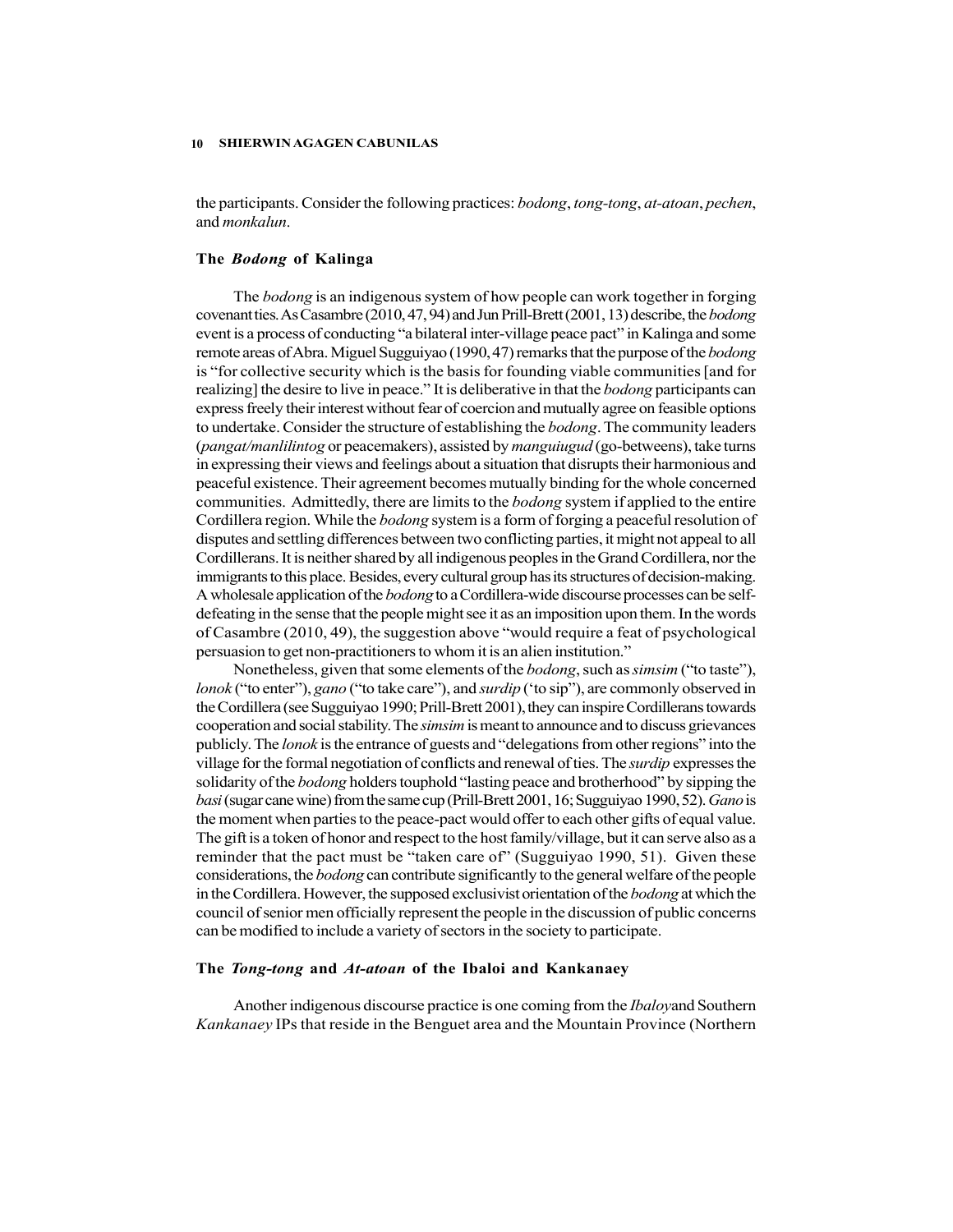the participants. Consider the following practices: *bodong*, *tong-tong*, *at-atoan*, *pechen*, and *monkalun*.

### The *Bodong* of Kalinga

The *bodong* is an indigenous system of how people can work together in forging covenant ties. As Casambre (2010, 47, 94) and Jun Prill-Brett (2001, 13) describe, the *bodong* event is a process of conducting "a bilateral inter-village peace pact" in Kalinga and some remote areas of Abra. Miguel Sugguiyao (1990, 47) remarks that the purpose of the *bodong* is "for collective security which is the basis for founding viable communities [and for realizing] the desire to live in peace." It is deliberative in that the *bodong* participants can express freely their interest without fear of coercion and mutually agree on feasible options to undertake. Consider the structure of establishing the *bodong*. The community leaders (*pangat/manlilintog* or peacemakers), assisted by *manguiugud* (go-betweens), take turns in expressing their views and feelings about a situation that disrupts their harmonious and peaceful existence. Their agreement becomes mutually binding for the whole concerned communities. Admittedly, there are limits to the *bodong* system if applied to the entire Cordillera region. While the *bodong* system is a form of forging a peaceful resolution of disputes and settling differences between two conflicting parties, it might not appeal to all Cordillerans. It is neither shared by all indigenous peoples in the Grand Cordillera, nor the immigrants to this place. Besides, every cultural group has its structures of decision-making. A wholesale application of the *bodong* to a Cordillera-wide discourse processes can be self-defeating in the sense that the people might see it as an imposition upon them. In the words of Casambre (2010, 49), the suggestion above "would require a feat of psychological persuasion to get non-practitioners to whom it is an alien institution."

Nonetheless, given that some elements of the *bodong*, such as *simsim* ("to taste"), *lonok* ("to enter"), *gano* ("to take care"), and *surdip* ('to sip"), are commonly observed in the Cordillera (see Sugguiyao 1990; Prill-Brett 2001), they can inspire Cordillerans towards cooperation and social stability. The *simsim* is meant to announce and to discuss grievances publicly. The *lonok* is the entrance of guests and "delegations from other regions" into the village for the formal negotiation of conflicts and renewal of ties. The *surdip* expresses the solidarity of the *bodong* holders touphold "lasting peace and brotherhood" by sipping the *basi* (sugar cane wine) from the same cup (Prill-Brett 2001, 16; Sugguiyao 1990, 52). *Gano* is the moment when parties to the peace-pact would offer to each other gifts of equal value. The gift is a token of honor and respect to the host family/village, but it can serve also as a reminder that the pact must be "taken care of" (Sugguiyao 1990, 51). Given these considerations, the *bodong* can contribute significantly to the general welfare of the people in the Cordillera. However, the supposed exclusivist orientation of the *bodong* at which the council of senior men officially represent the people in the discussion of public concerns can be modified to include a variety of sectors in the society to participate.

### The *Tong-tong* and *At-atoan* of the Ibaloi and Kankanaey

Another indigenous discourse practice is one coming from the *Ibaloy*and Southern *Kankanaey* IPs that reside in the Benguet area and the Mountain Province (Northern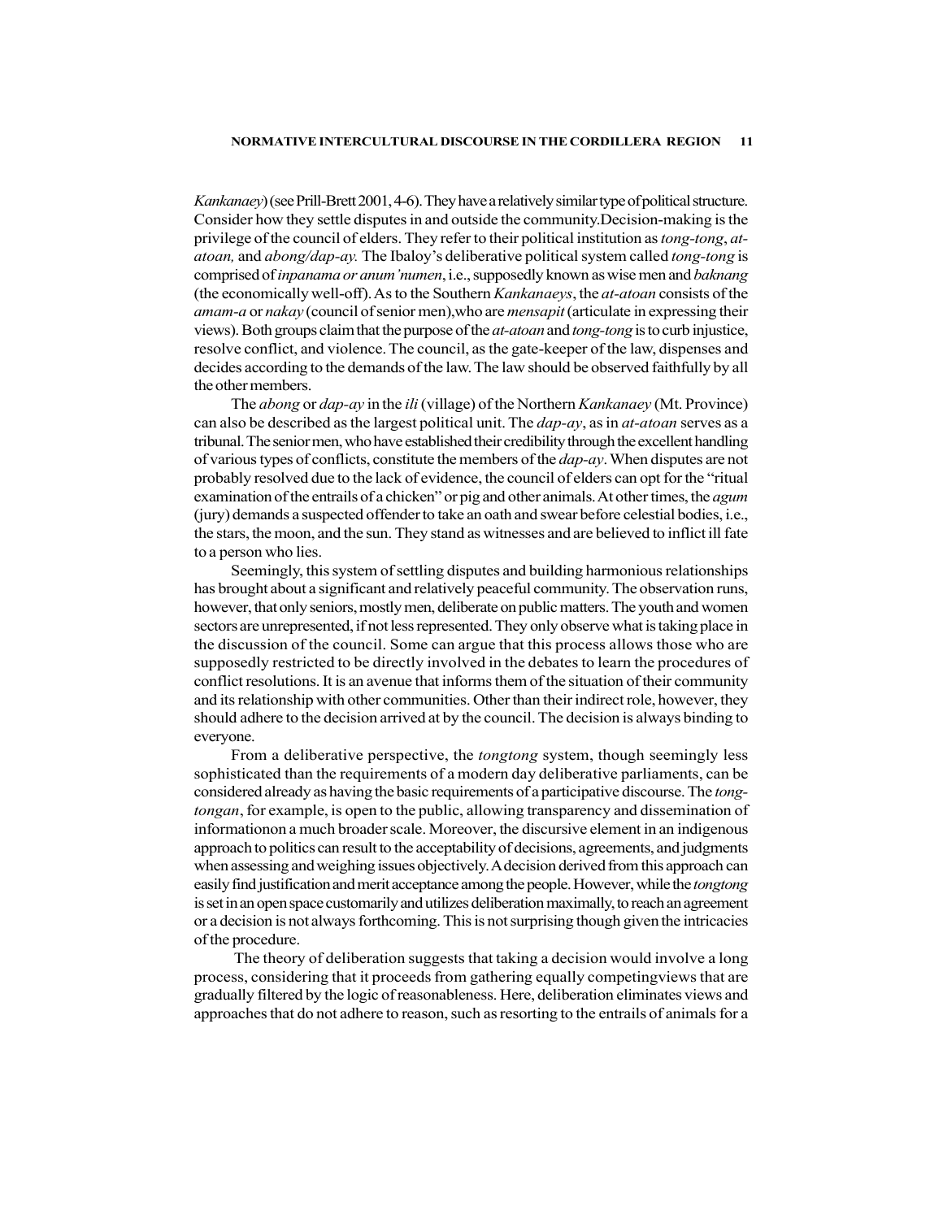*Kankanaey*) (see Prill-Brett 2001, 4-6). They have a relatively similar type of political structure. Consider how they settle disputes in and outside the community.Decision-making is the privilege of the council of elders. They refer to their political institution as *tong-tong*, *at-atoan,* and *abong/dap-ay.* The Ibaloy's deliberative political system called *tong-tong* is comprised of *inpanama or anum'numen*, i.e., supposedly known as wise men and *baknang* (the economically well-off). As to the Southern *Kankanaeys*, the *at-atoan* consists of the *amam-a* or *nakay* (council of senior men),who are *mensapit* (articulate in expressing their views). Both groups claim that the purpose of the *at-atoan* and *tong-tong* is to curb injustice, resolve conflict, and violence. The council, as the gate-keeper of the law, dispenses and decides according to the demands of the law. The law should be observed faithfully by all the other members.

The *abong* or *dap-ay* in the *ili* (village) of the Northern *Kankanaey* (Mt. Province) can also be described as the largest political unit. The *dap-ay*, as in *at-atoan* serves as a tribunal. The senior men, who have established their credibility through the excellent handling of various types of conflicts, constitute the members of the *dap-ay*. When disputes are not probably resolved due to the lack of evidence, the council of elders can opt for the "ritual examination of the entrails of a chicken" or pig and other animals. At other times, the *agum* (jury) demands a suspected offender to take an oath and swear before celestial bodies, i.e., the stars, the moon, and the sun. They stand as witnesses and are believed to inflict ill fate to a person who lies.

Seemingly, this system of settling disputes and building harmonious relationships has brought about a significant and relatively peaceful community. The observation runs, however, that only seniors, mostly men, deliberate on public matters. The youth and women sectors are unrepresented, if not less represented. They only observe what is taking place in the discussion of the council. Some can argue that this process allows those who are supposedly restricted to be directly involved in the debates to learn the procedures of conflict resolutions. It is an avenue that informs them of the situation of their community and its relationship with other communities. Other than their indirect role, however, they should adhere to the decision arrived at by the council. The decision is always binding to everyone.

From a deliberative perspective, the *tongtong* system, though seemingly less sophisticated than the requirements of a modern day deliberative parliaments, can be considered already as having the basic requirements of a participative discourse. The *tong-tongan*, for example, is open to the public, allowing transparency and dissemination of informationon a much broader scale. Moreover, the discursive element in an indigenous approach to politics can result to the acceptability of decisions, agreements, and judgments when assessing and weighing issues objectively. A decision derived from this approach can easily find justification and merit acceptance among the people. However, while the *tongtong* is set in an open space customarily and utilizes deliberation maximally, to reach an agreement or a decision is not always forthcoming. This is not surprising though given the intricacies of the procedure.

The theory of deliberation suggests that taking a decision would involve a long process, considering that it proceeds from gathering equally competingviews that are gradually filtered by the logic of reasonableness. Here, deliberation eliminates views and approaches that do not adhere to reason, such as resorting to the entrails of animals for a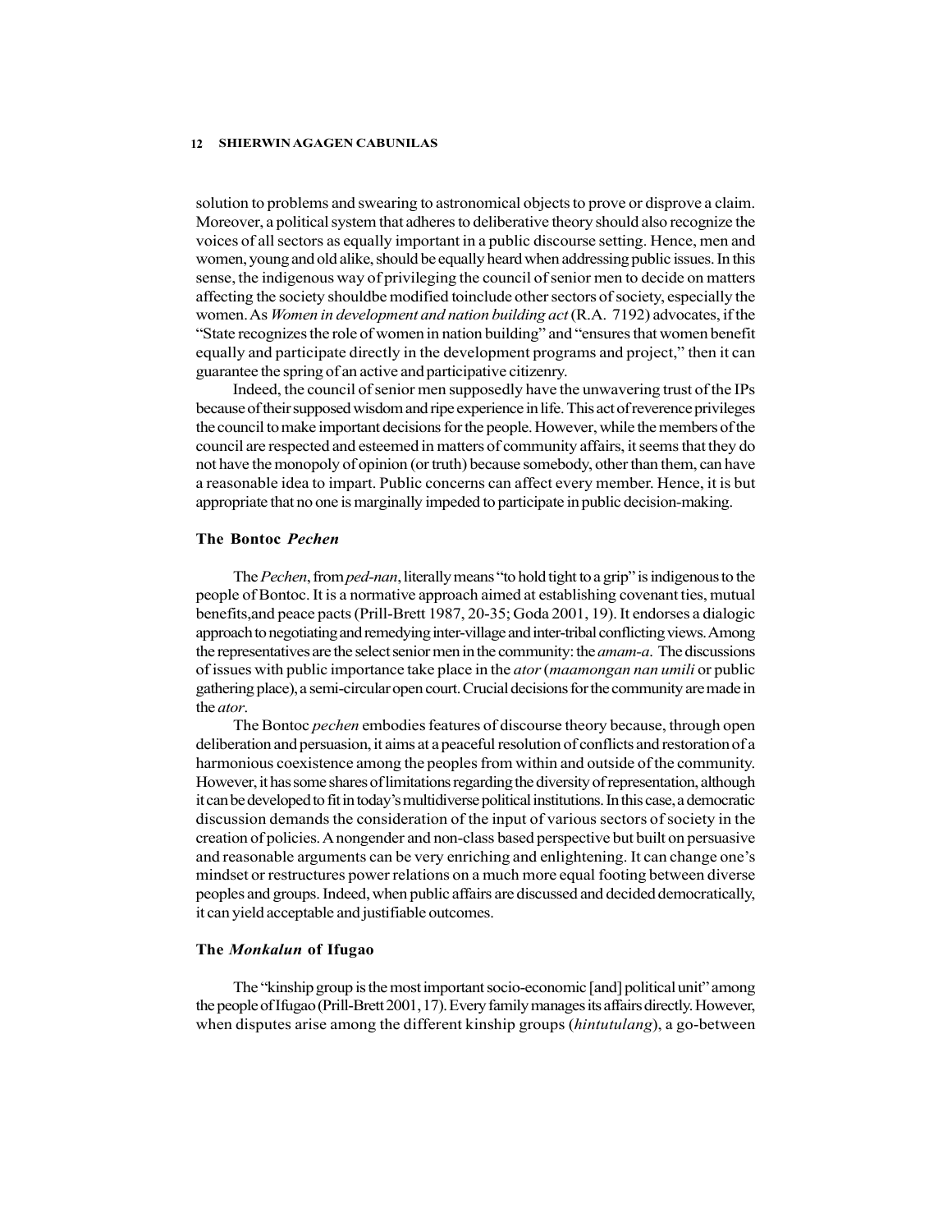solution to problems and swearing to astronomical objects to prove or disprove a claim. Moreover, a political system that adheres to deliberative theory should also recognize the voices of all sectors as equally important in a public discourse setting. Hence, men and women, young and old alike, should be equally heard when addressing public issues. In this sense, the indigenous way of privileging the council of senior men to decide on matters affecting the society shouldbe modified toinclude other sectors of society, especially the women. As *Women in development and nation building act* (R.A. 7192) advocates, if the "State recognizes the role of women in nation building" and "ensures that women benefit equally and participate directly in the development programs and project," then it can guarantee the spring of an active and participative citizenry.

Indeed, the council of senior men supposedly have the unwavering trust of the IPs because of their supposed wisdom and ripe experience in life. This act of reverence privileges the council to make important decisions for the people. However, while the members of the council are respected and esteemed in matters of community affairs, it seems that they do not have the monopoly of opinion (or truth) because somebody, other than them, can have a reasonable idea to impart. Public concerns can affect every member. Hence, it is but appropriate that no one is marginally impeded to participate in public decision-making.

### The Bontoc *Pechen*

The *Pechen*, from *ped-nan*, literally means "to hold tight to a grip" is indigenous to the people of Bontoc. It is a normative approach aimed at establishing covenant ties, mutual benefits,and peace pacts (Prill-Brett 1987, 20-35; Goda 2001, 19). It endorses a dialogic approach to negotiating and remedying inter-village and inter-tribal conflicting views. Among the representatives are the select senior men in the community: the *amam-a*. The discussions of issues with public importance take place in the *ator* (*maamongan nan umili* or public gathering place), a semi-circular open court. Crucial decisions for the community are made in the *ator*.

The Bontoc *pechen* embodies features of discourse theory because, through open deliberation and persuasion, it aims at a peaceful resolution of conflicts and restoration of a harmonious coexistence among the peoples from within and outside of the community. However, it has some shares of limitations regarding the diversity of representation, although it can be developed to fit in today's multidiverse political institutions. In this case, a democratic discussion demands the consideration of the input of various sectors of society in the creation of policies. A nongender and non-class based perspective but built on persuasive and reasonable arguments can be very enriching and enlightening. It can change one's mindset or restructures power relations on a much more equal footing between diverse peoples and groups. Indeed, when public affairs are discussed and decided democratically, it can yield acceptable and justifiable outcomes.

### The *Monkalun* of Ifugao

The "kinship group is the most important socio-economic [and] political unit" among the people of Ifugao (Prill-Brett 2001, 17). Every family manages its affairs directly. However, when disputes arise among the different kinship groups (*hintutulang*), a go-between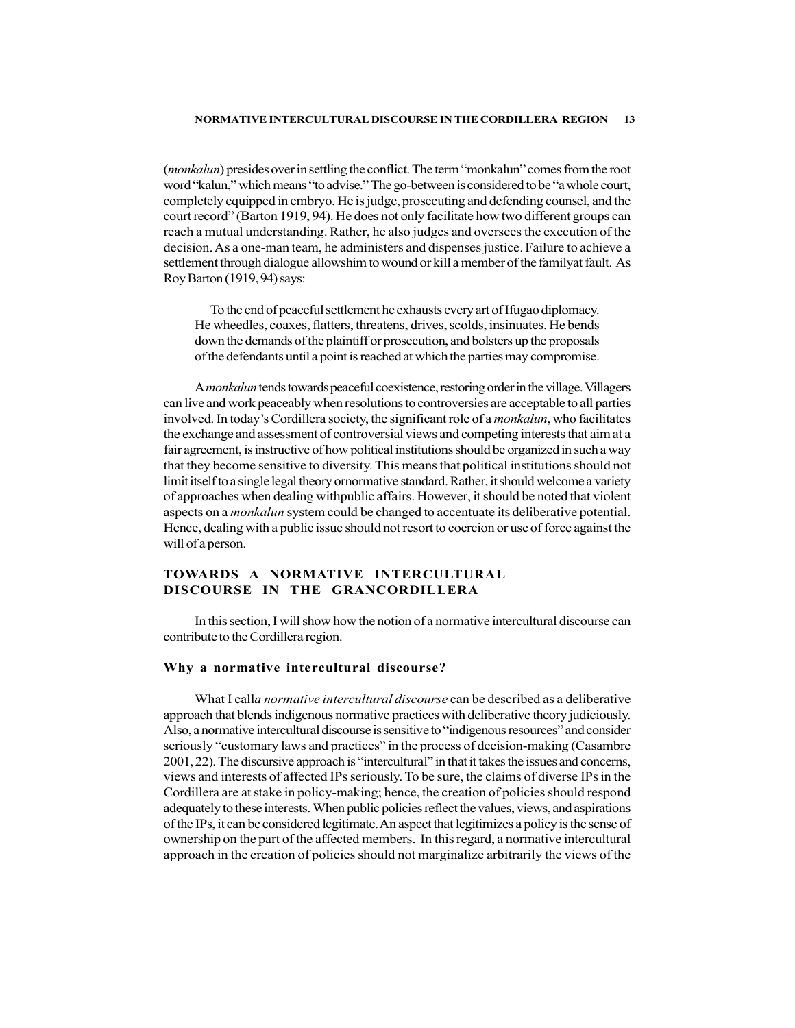(*monkalun*) presides over in settling the conflict. The term "monkalun" comes from the root word "kalun," which means "to advise." The go-between is considered to be "a whole court, completely equipped in embryo. He is judge, prosecuting and defending counsel, and the court record" (Barton 1919, 94). He does not only facilitate how two different groups can reach a mutual understanding. Rather, he also judges and oversees the execution of the decision. As a one-man team, he administers and dispenses justice. Failure to achieve a settlement through dialogue allowshim to wound or kill a member of the familyat fault. As Roy Barton (1919, 94) says:

> To the end of peaceful settlement he exhausts every art of Ifugao diplomacy. He wheedles, coaxes, flatters, threatens, drives, scolds, insinuates. He bends down the demands of the plaintiff or prosecution, and bolsters up the proposals of the defendants until a point is reached at which the parties may compromise.

A *monkalun* tends towards peaceful coexistence, restoring order in the village. Villagers can live and work peaceably when resolutions to controversies are acceptable to all parties involved. In today's Cordillera society, the significant role of a *monkalun*, who facilitates the exchange and assessment of controversial views and competing interests that aim at a fair agreement, is instructive of how political institutions should be organized in such a way that they become sensitive to diversity. This means that political institutions should not limit itself to a single legal theory ornormative standard. Rather, it should welcome a variety of approaches when dealing withpublic affairs. However, it should be noted that violent aspects on a *monkalun* system could be changed to accentuate its deliberative potential. Hence, dealing with a public issue should not resort to coercion or use of force against the will of a person.

## TOWARDS A NORMATIVE INTERCULTURAL DISCOURSE IN THE GRANCORDILLERA

In this section, I will show how the notion of a normative intercultural discourse can contribute to the Cordillera region.

### Why a normative intercultural discourse?

What I call*a normative intercultural discourse* can be described as a deliberative approach that blends indigenous normative practices with deliberative theory judiciously. Also, a normative intercultural discourse is sensitive to "indigenous resources" and consider seriously "customary laws and practices" in the process of decision-making (Casambre 2001, 22). The discursive approach is "intercultural" in that it takes the issues and concerns, views and interests of affected IPs seriously. To be sure, the claims of diverse IPs in the Cordillera are at stake in policy-making; hence, the creation of policies should respond adequately to these interests. When public policies reflect the values, views, and aspirations of the IPs, it can be considered legitimate. An aspect that legitimizes a policy is the sense of ownership on the part of the affected members. In this regard, a normative intercultural approach in the creation of policies should not marginalize arbitrarily the views of the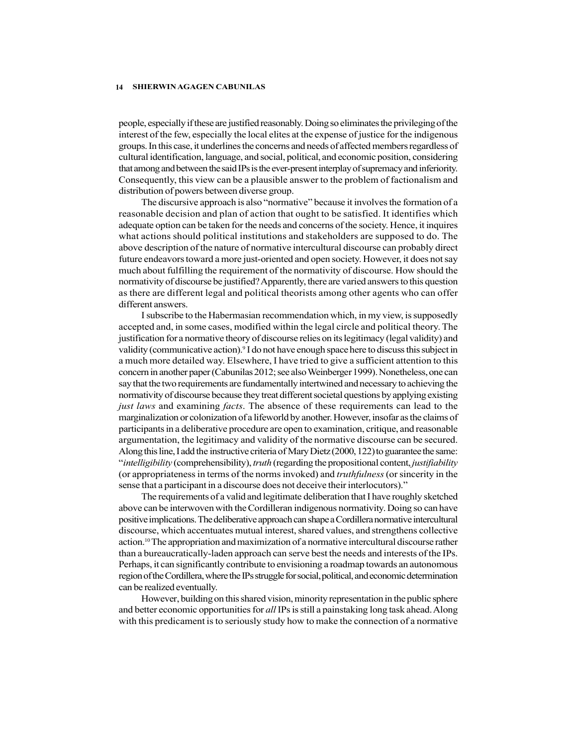people, especially if these are justified reasonably. Doing so eliminates the privileging of the interest of the few, especially the local elites at the expense of justice for the indigenous groups. In this case, it underlines the concerns and needs of affected members regardless of cultural identification, language, and social, political, and economic position, considering that among and between the said IPs is the ever-present interplay of supremacy and inferiority. Consequently, this view can be a plausible answer to the problem of factionalism and distribution of powers between diverse group.

The discursive approach is also "normative" because it involves the formation of a reasonable decision and plan of action that ought to be satisfied. It identifies which adequate option can be taken for the needs and concerns of the society. Hence, it inquires what actions should political institutions and stakeholders are supposed to do. The above description of the nature of normative intercultural discourse can probably direct future endeavors toward a more just-oriented and open society. However, it does not say much about fulfilling the requirement of the normativity of discourse. How should the normativity of discourse be justified? Apparently, there are varied answers to this question as there are different legal and political theorists among other agents who can offer different answers.

I subscribe to the Habermasian recommendation which, in my view, is supposedly accepted and, in some cases, modified within the legal circle and political theory. The justification for a normative theory of discourse relies on its legitimacy (legal validity) and validity (communicative action).[9] I do not have enough space here to discuss this subject in a much more detailed way. Elsewhere, I have tried to give a sufficient attention to this concern in another paper (Cabunilas 2012; see also Weinberger 1999). Nonetheless, one can say that the two requirements are fundamentally intertwined and necessary to achieving the normativity of discourse because they treat different societal questions by applying existing *just laws* and examining *facts*. The absence of these requirements can lead to the marginalization or colonization of a lifeworld by another. However, insofar as the claims of participants in a deliberative procedure are open to examination, critique, and reasonable argumentation, the legitimacy and validity of the normative discourse can be secured. Along this line, I add the instructive criteria of Mary Dietz (2000, 122) to guarantee the same: "*intelligibility* (comprehensibility), *truth* (regarding the propositional content, *justifiability* (or appropriateness in terms of the norms invoked) and *truthfulness* (or sincerity in the sense that a participant in a discourse does not deceive their interlocutors)."

The requirements of a valid and legitimate deliberation that I have roughly sketched above can be interwoven with the Cordilleran indigenous normativity. Doing so can have positive implications. The deliberative approach can shape a Cordillera normative intercultural discourse, which accentuates mutual interest, shared values, and strengthens collective action.[10] The appropriation and maximization of a normative intercultural discourse rather than a bureaucratically-laden approach can serve best the needs and interests of the IPs. Perhaps, it can significantly contribute to envisioning a roadmap towards an autonomous region of the Cordillera, where the IPs struggle for social, political, and economic determination can be realized eventually.

However, building on this shared vision, minority representation in the public sphere and better economic opportunities for *all* IPs is still a painstaking long task ahead. Along with this predicament is to seriously study how to make the connection of a normative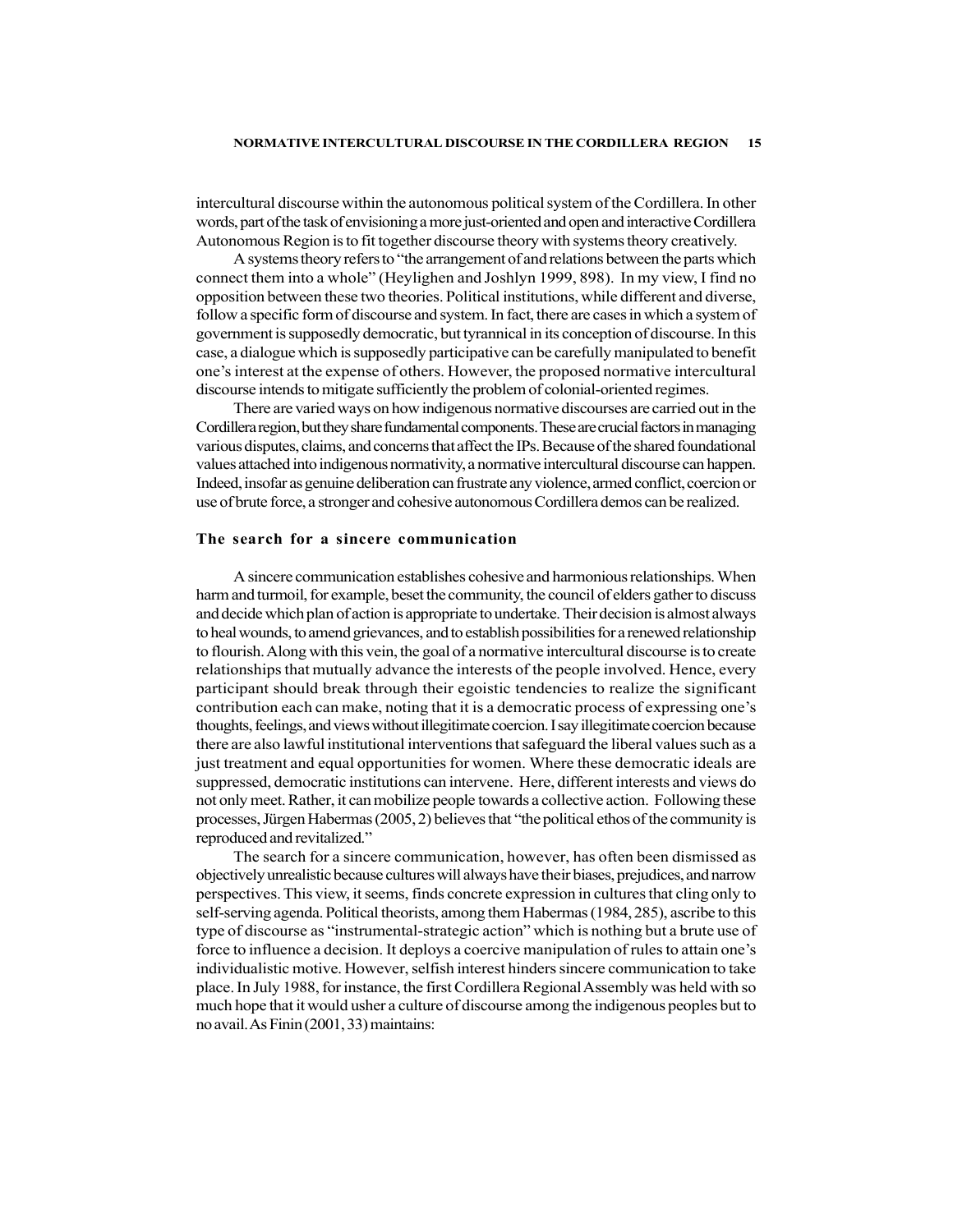intercultural discourse within the autonomous political system of the Cordillera. In other words, part of the task of envisioning a more just-oriented and open and interactive Cordillera Autonomous Region is to fit together discourse theory with systems theory creatively.

A systems theory refers to "the arrangement of and relations between the parts which connect them into a whole" (Heylighen and Joshlyn 1999, 898). In my view, I find no opposition between these two theories. Political institutions, while different and diverse, follow a specific form of discourse and system. In fact, there are cases in which a system of government is supposedly democratic, but tyrannical in its conception of discourse. In this case, a dialogue which is supposedly participative can be carefully manipulated to benefit one's interest at the expense of others. However, the proposed normative intercultural discourse intends to mitigate sufficiently the problem of colonial-oriented regimes.

There are varied ways on how indigenous normative discourses are carried out in the Cordillera region, but they share fundamental components. These are crucial factors in managing various disputes, claims, and concerns that affect the IPs. Because of the shared foundational values attached into indigenous normativity, a normative intercultural discourse can happen. Indeed, insofar as genuine deliberation can frustrate any violence, armed conflict, coercion or use of brute force, a stronger and cohesive autonomous Cordillera demos can be realized.

## The search for a sincere communication

A sincere communication establishes cohesive and harmonious relationships. When harm and turmoil, for example, beset the community, the council of elders gather to discuss and decide which plan of action is appropriate to undertake. Their decision is almost always to heal wounds, to amend grievances, and to establish possibilities for a renewed relationship to flourish. Along with this vein, the goal of a normative intercultural discourse is to create relationships that mutually advance the interests of the people involved. Hence, every participant should break through their egoistic tendencies to realize the significant contribution each can make, noting that it is a democratic process of expressing one's thoughts, feelings, and views without illegitimate coercion. I say illegitimate coercion because there are also lawful institutional interventions that safeguard the liberal values such as a just treatment and equal opportunities for women. Where these democratic ideals are suppressed, democratic institutions can intervene. Here, different interests and views do not only meet. Rather, it can mobilize people towards a collective action. Following these processes, Jürgen Habermas (2005, 2) believes that "the political ethos of the community is reproduced and revitalized."

The search for a sincere communication, however, has often been dismissed as objectively unrealistic because cultures will always have their biases, prejudices, and narrow perspectives. This view, it seems, finds concrete expression in cultures that cling only to self-serving agenda. Political theorists, among them Habermas (1984, 285), ascribe to this type of discourse as "instrumental-strategic action" which is nothing but a brute use of force to influence a decision. It deploys a coercive manipulation of rules to attain one's individualistic motive. However, selfish interest hinders sincere communication to take place. In July 1988, for instance, the first Cordillera Regional Assembly was held with so much hope that it would usher a culture of discourse among the indigenous peoples but to no avail. As Finin (2001, 33) maintains: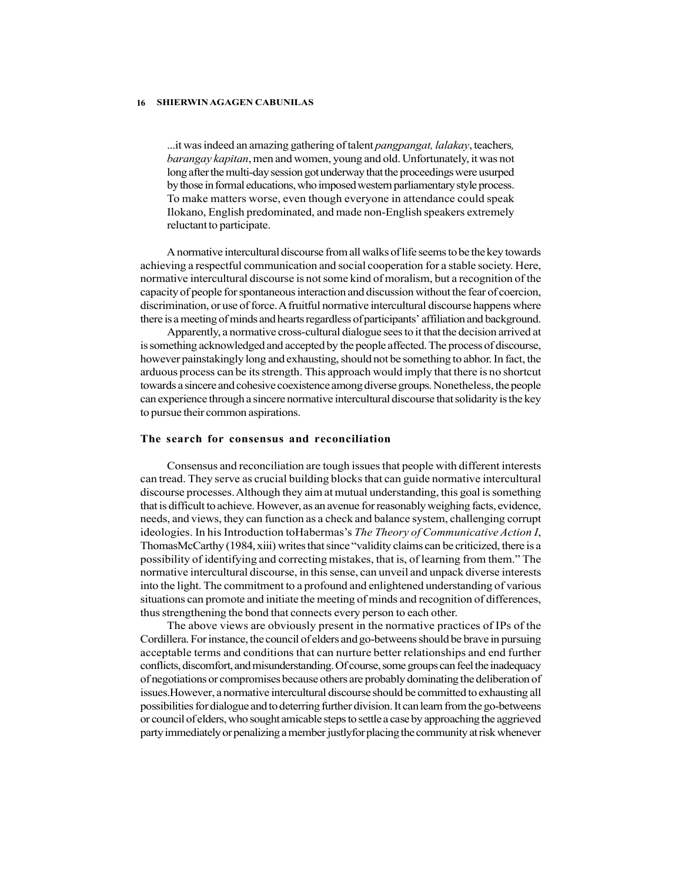...it was indeed an amazing gathering of talent *pangpangat, lalakay*, teachers*, barangay kapitan*, men and women, young and old. Unfortunately, it was not long after the multi-day session got underway that the proceedings were usurped by those in formal educations, who imposed western parliamentary style process. To make matters worse, even though everyone in attendance could speak Ilokano, English predominated, and made non-English speakers extremely reluctant to participate.

A normative intercultural discourse from all walks of life seems to be the key towards achieving a respectful communication and social cooperation for a stable society. Here, normative intercultural discourse is not some kind of moralism, but a recognition of the capacity of people for spontaneous interaction and discussion without the fear of coercion, discrimination, or use of force. A fruitful normative intercultural discourse happens where there is a meeting of minds and hearts regardless of participants' affiliation and background.

Apparently, a normative cross-cultural dialogue sees to it that the decision arrived at is something acknowledged and accepted by the people affected. The process of discourse, however painstakingly long and exhausting, should not be something to abhor. In fact, the arduous process can be its strength. This approach would imply that there is no shortcut towards a sincere and cohesive coexistence among diverse groups. Nonetheless, the people can experience through a sincere normative intercultural discourse that solidarity is the key to pursue their common aspirations.

### The search for consensus and reconciliation

Consensus and reconciliation are tough issues that people with different interests can tread. They serve as crucial building blocks that can guide normative intercultural discourse processes. Although they aim at mutual understanding, this goal is something that is difficult to achieve. However, as an avenue for reasonably weighing facts, evidence, needs, and views, they can function as a check and balance system, challenging corrupt ideologies. In his Introduction toHabermas's *The Theory of Communicative Action I*, ThomasMcCarthy (1984, xiii) writes that since "validity claims can be criticized, there is a possibility of identifying and correcting mistakes, that is, of learning from them." The normative intercultural discourse, in this sense, can unveil and unpack diverse interests into the light. The commitment to a profound and enlightened understanding of various situations can promote and initiate the meeting of minds and recognition of differences, thus strengthening the bond that connects every person to each other.

The above views are obviously present in the normative practices of IPs of the Cordillera. For instance, the council of elders and go-betweens should be brave in pursuing acceptable terms and conditions that can nurture better relationships and end further conflicts, discomfort, and misunderstanding. Of course, some groups can feel the inadequacy of negotiations or compromises because others are probably dominating the deliberation of issues.However, a normative intercultural discourse should be committed to exhausting all possibilities for dialogue and to deterring further division. It can learn from the go-betweens or council of elders, who sought amicable steps to settle a case by approaching the aggrieved party immediately or penalizing a member justlyfor placing the community at risk whenever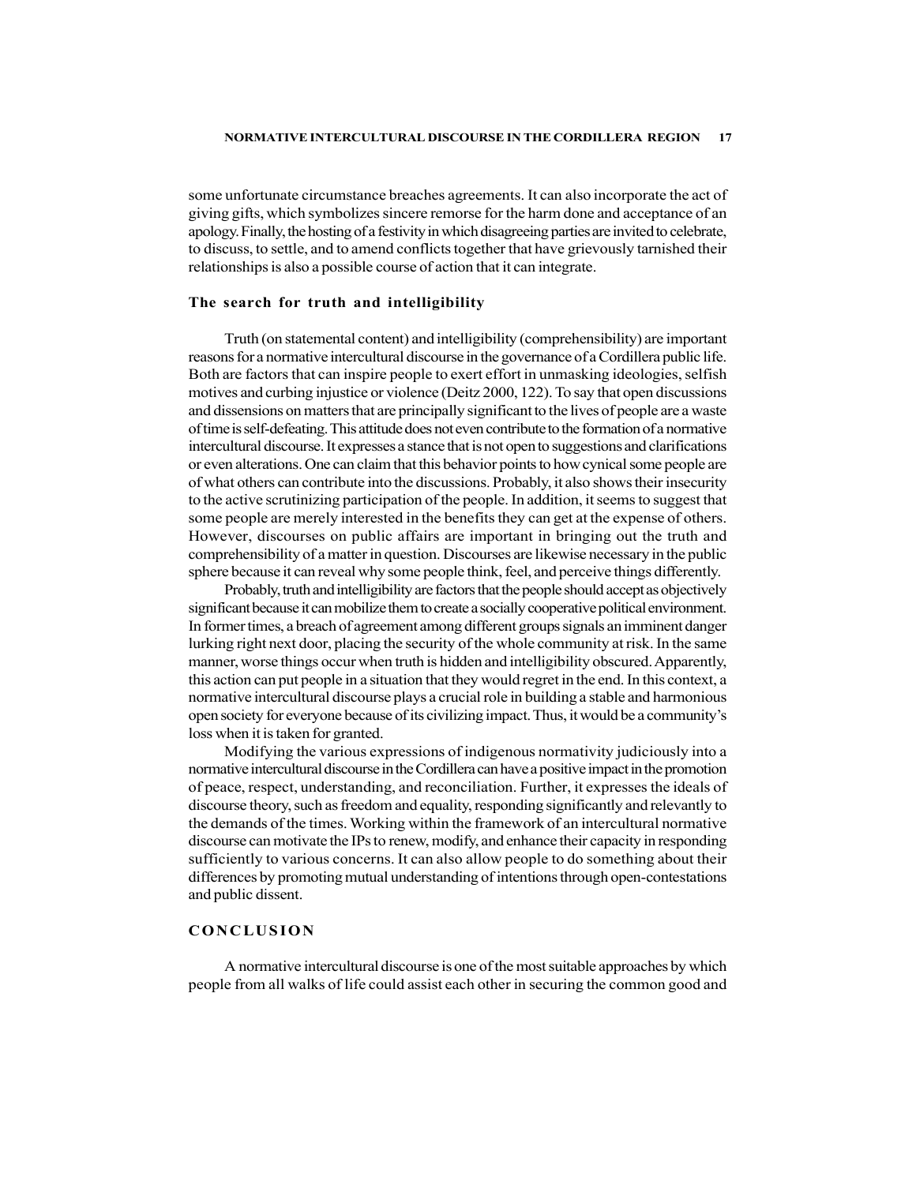some unfortunate circumstance breaches agreements. It can also incorporate the act of giving gifts, which symbolizes sincere remorse for the harm done and acceptance of an apology. Finally, the hosting of a festivity in which disagreeing parties are invited to celebrate, to discuss, to settle, and to amend conflicts together that have grievously tarnished their relationships is also a possible course of action that it can integrate.

### The search for truth and intelligibility

Truth (on statemental content) and intelligibility (comprehensibility) are important reasons for a normative intercultural discourse in the governance of a Cordillera public life. Both are factors that can inspire people to exert effort in unmasking ideologies, selfish motives and curbing injustice or violence (Deitz 2000, 122). To say that open discussions and dissensions on matters that are principally significant to the lives of people are a waste of time is self-defeating. This attitude does not even contribute to the formation of a normative intercultural discourse. It expresses a stance that is not open to suggestions and clarifications or even alterations. One can claim that this behavior points to how cynical some people are of what others can contribute into the discussions. Probably, it also shows their insecurity to the active scrutinizing participation of the people. In addition, it seems to suggest that some people are merely interested in the benefits they can get at the expense of others. However, discourses on public affairs are important in bringing out the truth and comprehensibility of a matter in question. Discourses are likewise necessary in the public sphere because it can reveal why some people think, feel, and perceive things differently.

Probably, truth and intelligibility are factors that the people should accept as objectively significant because it can mobilize them to create a socially cooperative political environment. In former times, a breach of agreement among different groups signals an imminent danger lurking right next door, placing the security of the whole community at risk. In the same manner, worse things occur when truth is hidden and intelligibility obscured. Apparently, this action can put people in a situation that they would regret in the end. In this context, a normative intercultural discourse plays a crucial role in building a stable and harmonious open society for everyone because of its civilizing impact. Thus, it would be a community's loss when it is taken for granted.

Modifying the various expressions of indigenous normativity judiciously into a normative intercultural discourse in the Cordillera can have a positive impact in the promotion of peace, respect, understanding, and reconciliation. Further, it expresses the ideals of discourse theory, such as freedom and equality, responding significantly and relevantly to the demands of the times. Working within the framework of an intercultural normative discourse can motivate the IPs to renew, modify, and enhance their capacity in responding sufficiently to various concerns. It can also allow people to do something about their differences by promoting mutual understanding of intentions through open-contestations and public dissent.

## CONCLUSION

A normative intercultural discourse is one of the most suitable approaches by which people from all walks of life could assist each other in securing the common good and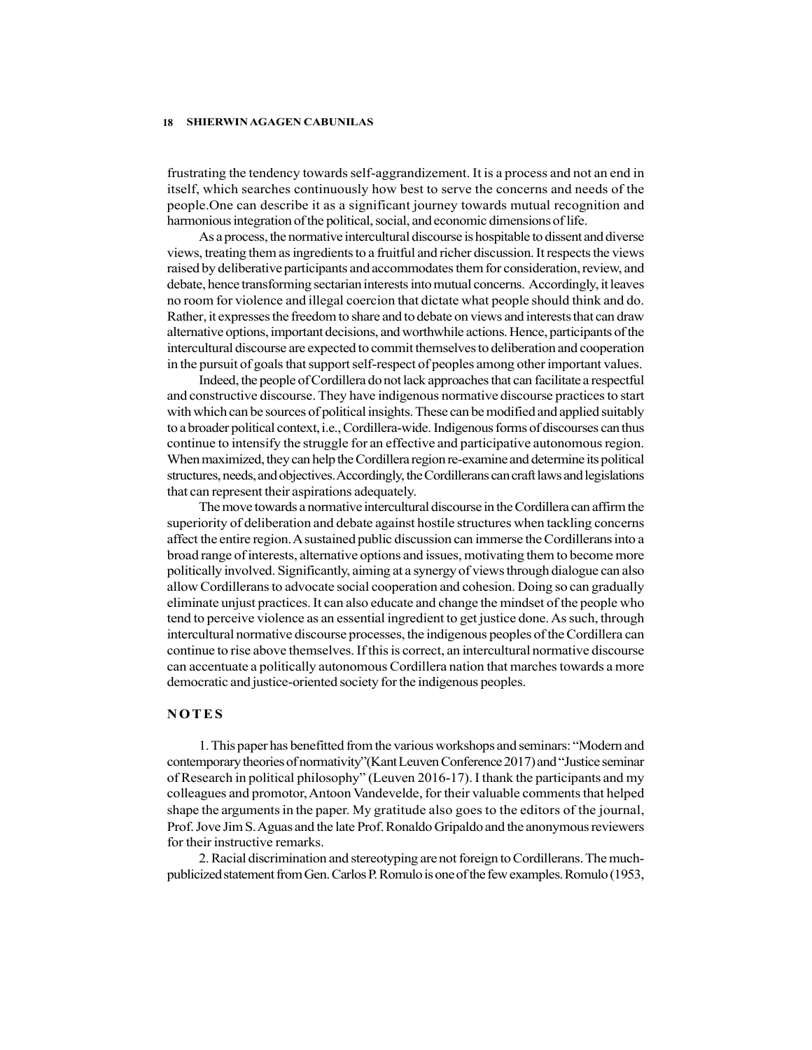frustrating the tendency towards self-aggrandizement. It is a process and not an end in itself, which searches continuously how best to serve the concerns and needs of the people.One can describe it as a significant journey towards mutual recognition and harmonious integration of the political, social, and economic dimensions of life.

As a process, the normative intercultural discourse is hospitable to dissent and diverse views, treating them as ingredients to a fruitful and richer discussion. It respects the views raised by deliberative participants and accommodates them for consideration, review, and debate, hence transforming sectarian interests into mutual concerns. Accordingly, it leaves no room for violence and illegal coercion that dictate what people should think and do. Rather, it expresses the freedom to share and to debate on views and interests that can draw alternative options, important decisions, and worthwhile actions. Hence, participants of the intercultural discourse are expected to commit themselves to deliberation and cooperation in the pursuit of goals that support self-respect of peoples among other important values.

Indeed, the people of Cordillera do not lack approaches that can facilitate a respectful and constructive discourse. They have indigenous normative discourse practices to start with which can be sources of political insights. These can be modified and applied suitably to a broader political context, i.e., Cordillera-wide. Indigenous forms of discourses can thus continue to intensify the struggle for an effective and participative autonomous region. When maximized, they can help the Cordillera region re-examine and determine its political structures, needs, and objectives. Accordingly, the Cordillerans can craft laws and legislations that can represent their aspirations adequately.

The move towards a normative intercultural discourse in the Cordillera can affirm the superiority of deliberation and debate against hostile structures when tackling concerns affect the entire region. A sustained public discussion can immerse the Cordillerans into a broad range of interests, alternative options and issues, motivating them to become more politically involved. Significantly, aiming at a synergy of views through dialogue can also allow Cordillerans to advocate social cooperation and cohesion. Doing so can gradually eliminate unjust practices. It can also educate and change the mindset of the people who tend to perceive violence as an essential ingredient to get justice done. As such, through intercultural normative discourse processes, the indigenous peoples of the Cordillera can continue to rise above themselves. If this is correct, an intercultural normative discourse can accentuate a politically autonomous Cordillera nation that marches towards a more democratic and justice-oriented society for the indigenous peoples.

## NOTES

1. This paper has benefitted from the various workshops and seminars: "Modern and contemporary theories of normativity"(Kant Leuven Conference 2017) and "Justice seminar of Research in political philosophy" (Leuven 2016-17). I thank the participants and my colleagues and promotor, Antoon Vandevelde, for their valuable comments that helped shape the arguments in the paper. My gratitude also goes to the editors of the journal, Prof. Jove Jim S. Aguas and the late Prof. Ronaldo Gripaldo and the anonymous reviewers for their instructive remarks.

2. Racial discrimination and stereotyping are not foreign to Cordillerans. The much-publicized statement from Gen. Carlos P. Romulo is one of the few examples. Romulo (1953,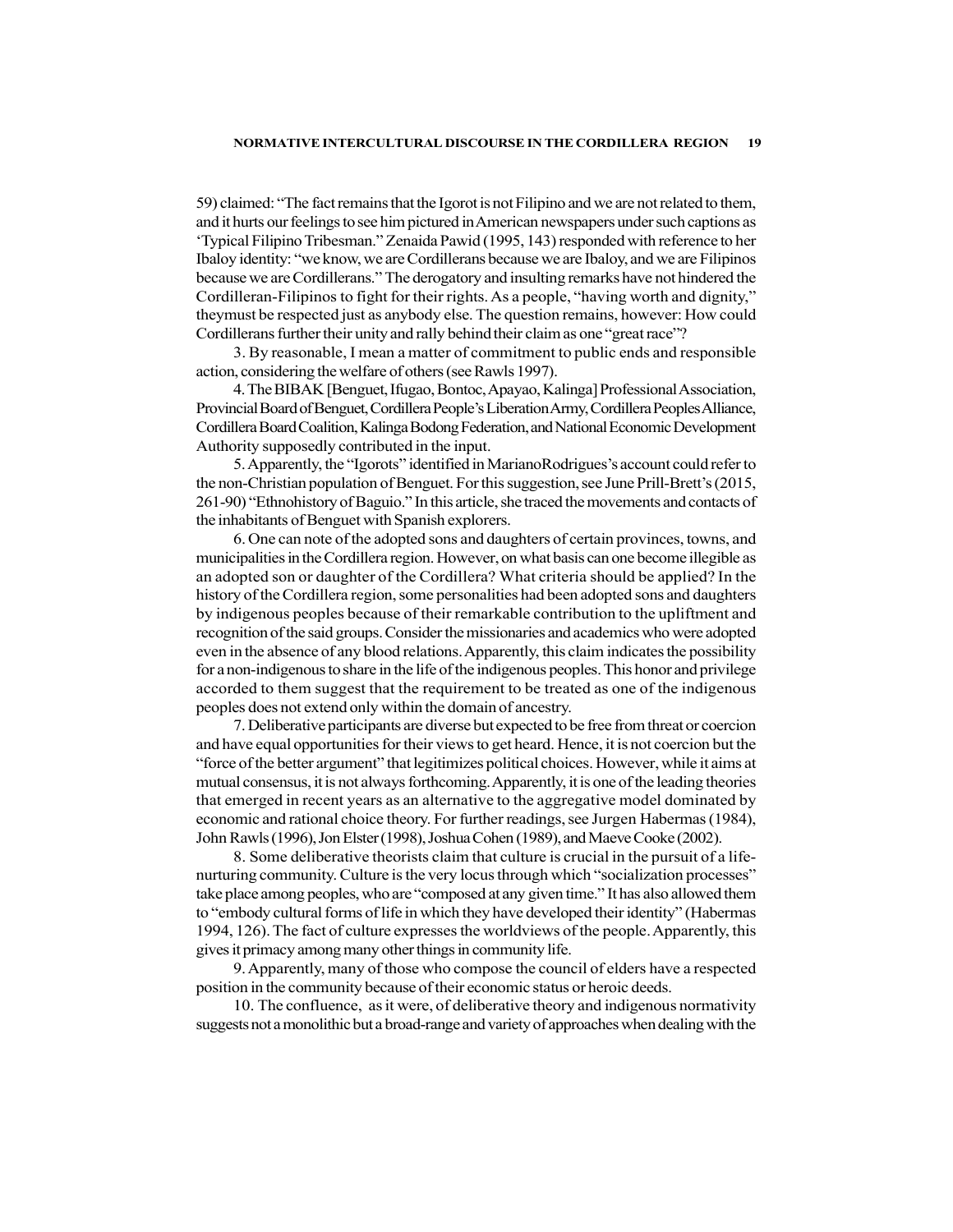59) claimed: "The fact remains that the Igorot is not Filipino and we are not related to them, and it hurts our feelings to see him pictured in American newspapers under such captions as 'Typical Filipino Tribesman." Zenaida Pawid (1995, 143) responded with reference to her Ibaloy identity: "we know, we are Cordillerans because we are Ibaloy, and we are Filipinos because we are Cordillerans." The derogatory and insulting remarks have not hindered the Cordilleran-Filipinos to fight for their rights. As a people, "having worth and dignity," theymust be respected just as anybody else. The question remains, however: How could Cordillerans further their unity and rally behind their claim as one "great race"?

3. By reasonable, I mean a matter of commitment to public ends and responsible action, considering the welfare of others (see Rawls 1997).

4. The BIBAK [Benguet, Ifugao, Bontoc, Apayao, Kalinga] Professional Association, Provincial Board of Benguet, Cordillera People's Liberation Army, Cordillera Peoples Alliance, Cordillera Board Coalition, Kalinga Bodong Federation, and National Economic Development Authority supposedly contributed in the input.

5. Apparently, the "Igorots" identified in MarianoRodrigues's account could refer to the non-Christian population of Benguet. For this suggestion, see June Prill-Brett's (2015, 261-90) "Ethnohistory of Baguio." In this article, she traced the movements and contacts of the inhabitants of Benguet with Spanish explorers.

6. One can note of the adopted sons and daughters of certain provinces, towns, and municipalities in the Cordillera region. However, on what basis can one become illegible as an adopted son or daughter of the Cordillera? What criteria should be applied? In the history of the Cordillera region, some personalities had been adopted sons and daughters by indigenous peoples because of their remarkable contribution to the upliftment and recognition of the said groups. Consider the missionaries and academics who were adopted even in the absence of any blood relations. Apparently, this claim indicates the possibility for a non-indigenous to share in the life of the indigenous peoples. This honor and privilege accorded to them suggest that the requirement to be treated as one of the indigenous peoples does not extend only within the domain of ancestry.

7. Deliberative participants are diverse but expected to be free from threat or coercion and have equal opportunities for their views to get heard. Hence, it is not coercion but the "force of the better argument" that legitimizes political choices. However, while it aims at mutual consensus, it is not always forthcoming. Apparently, it is one of the leading theories that emerged in recent years as an alternative to the aggregative model dominated by economic and rational choice theory. For further readings, see Jurgen Habermas (1984), John Rawls (1996), Jon Elster (1998), Joshua Cohen (1989), and Maeve Cooke (2002).

8. Some deliberative theorists claim that culture is crucial in the pursuit of a life-nurturing community. Culture is the very locus through which "socialization processes" take place among peoples, who are "composed at any given time." It has also allowed them to "embody cultural forms of life in which they have developed their identity" (Habermas 1994, 126). The fact of culture expresses the worldviews of the people. Apparently, this gives it primacy among many other things in community life.

9. Apparently, many of those who compose the council of elders have a respected position in the community because of their economic status or heroic deeds.

10. The confluence, as it were, of deliberative theory and indigenous normativity suggests not a monolithic but a broad-range and variety of approaches when dealing with the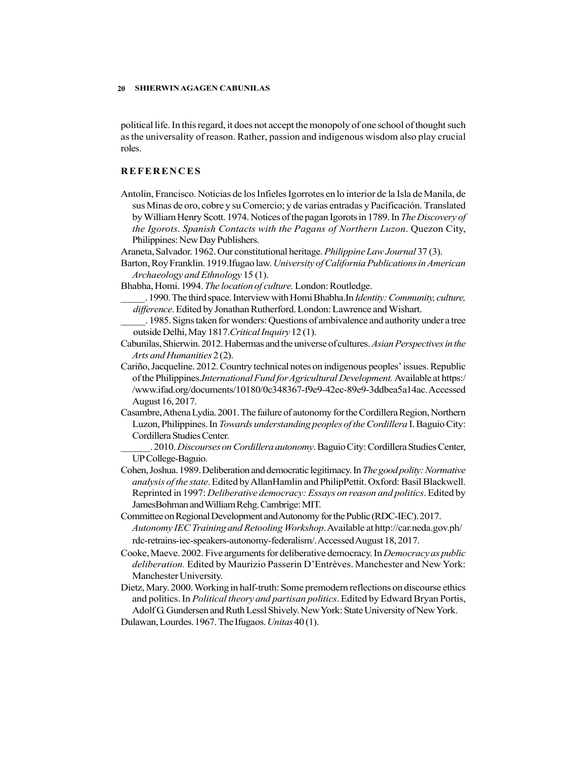political life. In this regard, it does not accept the monopoly of one school of thought such as the universality of reason. Rather, passion and indigenous wisdom also play crucial roles.

## REFERENCES

Antolin, Francisco. Noticias de los Infieles Igorrotes en lo interior de la Isla de Manila, de sus Minas de oro, cobre y su Comercio; y de varias entradas y Pacificación. Translated by William Henry Scott. 1974. Notices of the pagan Igorots in 1789. In *The Discovery of the Igorots. Spanish Contacts with the Pagans of Northern Luzon*. Quezon City, Philippines: New Day Publishers.

Araneta, Salvador. 1962. Our constitutional heritage. *Philippine Law Journal* 37 (3).

Barton, Roy Franklin. 1919.Ifugao law. *University of California Publications in American Archaeology and Ethnology* 15 (1).

Bhabha, Homi. 1994. *The location of culture.* London: Routledge.

_____. 1990. The third space. Interview with Homi Bhabha.In *Identity: Community, culture, difference*. Edited by Jonathan Rutherford. London: Lawrence and Wishart.

_____. 1985. Signs taken for wonders: Questions of ambivalence and authority under a tree outside Delhi, May 1817.*Critical Inquiry* 12 (1).

Cabunilas, Shierwin. 2012. Habermas and the universe of cultures. *Asian Perspectives in the Arts and Humanities* 2 (2).

Cariño, Jacqueline. 2012. Country technical notes on indigenous peoples' issues. Republic of the Philippines.*International Fund for Agricultural Development.* Available at https://www.ifad.org/documents/10180/0c348367-f9e9-42ec-89e9-3ddbea5a14ac. Accessed August 16, 2017.

Casambre, Athena Lydia. 2001. The failure of autonomy for the Cordillera Region, Northern Luzon, Philippines. In *Towards understanding peoples of the Cordillera* I. Baguio City: Cordillera Studies Center.

______. 2010. *Discourses on Cordillera autonomy*. Baguio City: Cordillera Studies Center, UP College-Baguio.

Cohen, Joshua. 1989. Deliberation and democratic legitimacy. In *The good polity: Normative analysis of the state*. Edited by AllanHamlin and PhilipPettit. Oxford: Basil Blackwell. Reprinted in 1997: *Deliberative democracy: Essays on reason and politics*. Edited by JamesBohman and William Rehg. Cambrige: MIT.

Committee on Regional Development and Autonomy for the Public (RDC-IEC). 2017. *Autonomy IEC Training and Retooling Workshop*. Available at http://car.neda.gov.ph/rdc-retrains-iec-speakers-autonomy-federalism/. Accessed August 18, 2017.

Cooke, Maeve. 2002. Five arguments for deliberative democracy. In *Democracy as public deliberation.* Edited by Maurizio Passerin D'Entrèves. Manchester and New York: Manchester University.

Dietz, Mary. 2000. Working in half-truth: Some premodern reflections on discourse ethics and politics. In *Political theory and partisan politics*. Edited by Edward Bryan Portis, Adolf G. Gundersen and Ruth Lessl Shively. New York: State University of New York.

Dulawan, Lourdes. 1967. The Ifugaos. *Unitas* 40 (1).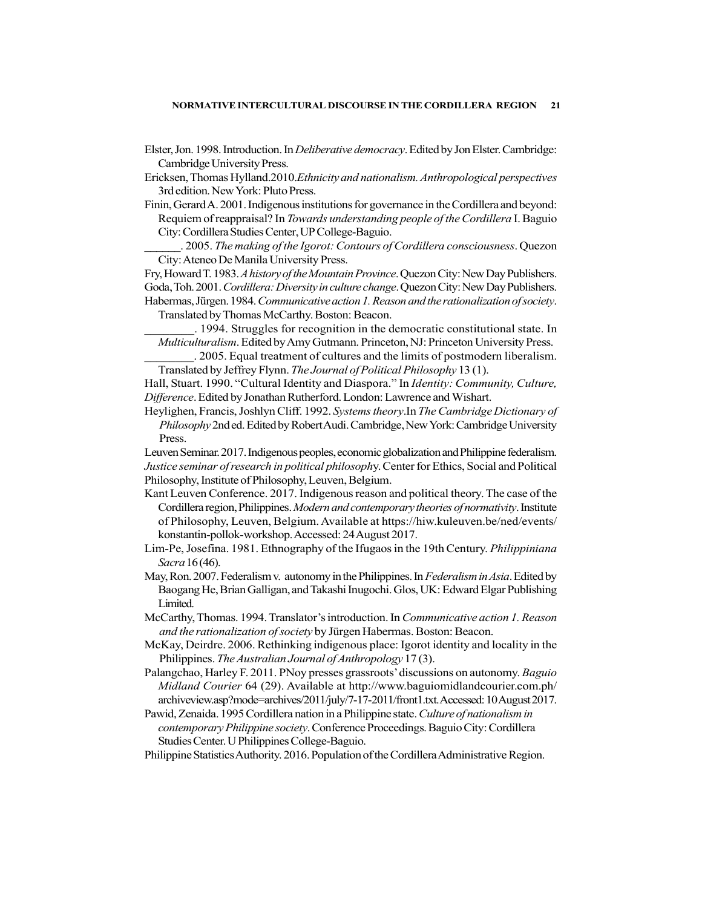Elster, Jon. 1998. Introduction. In *Deliberative democracy*. Edited by Jon Elster. Cambridge: Cambridge University Press.

Ericksen, Thomas Hylland.2010.*Ethnicity and nationalism. Anthropological perspectives* 3rd edition. New York: Pluto Press.

Finin, Gerard A. 2001. Indigenous institutions for governance in the Cordillera and beyond: Requiem of reappraisal? In *Towards understanding people of the Cordillera* I. Baguio City: Cordillera Studies Center, UP College-Baguio.

______. 2005. *The making of the Igorot: Contours of Cordillera consciousness*. Quezon City: Ateneo De Manila University Press.

Fry, Howard T. 1983. *A history of the Mountain Province*. Quezon City: New Day Publishers.

Goda, Toh. 2001. *Cordillera: Diversity in culture change*. Quezon City: New Day Publishers.

Habermas, Jürgen. 1984. *Communicative action 1. Reason and the rationalization of society*. Translated by Thomas McCarthy. Boston: Beacon.

________. 1994. Struggles for recognition in the democratic constitutional state. In *Multiculturalism*. Edited by Amy Gutmann. Princeton, NJ: Princeton University Press.

________. 2005. Equal treatment of cultures and the limits of postmodern liberalism. Translated by Jeffrey Flynn. *The Journal of Political Philosophy* 13 (1).

Hall, Stuart. 1990. "Cultural Identity and Diaspora." In *Identity: Community, Culture, Difference*. Edited by Jonathan Rutherford. London: Lawrence and Wishart.

Heylighen, Francis, Joshlyn Cliff. 1992. *Systems theory*.In *The Cambridge Dictionary of Philosophy* 2nd ed. Edited by Robert Audi. Cambridge, New York: Cambridge University Press.

Leuven Seminar. 2017. Indigenous peoples, economic globalization and Philippine federalism. *Justice seminar of research in political philosophy*. Center for Ethics, Social and Political Philosophy, Institute of Philosophy, Leuven, Belgium.

Kant Leuven Conference. 2017. Indigenous reason and political theory. The case of the Cordillera region, Philippines. *Modern and contemporary theories of normativity*. Institute of Philosophy, Leuven, Belgium. Available at https://hiw.kuleuven.be/ned/events/konstantin-pollok-workshop. Accessed: 24 August 2017.

Lim-Pe, Josefina. 1981. Ethnography of the Ifugaos in the 19th Century. *Philippiniana Sacra* 16 (46).

May, Ron. 2007. Federalism v. autonomy in the Philippines. In *Federalism in Asia*. Edited by Baogang He, Brian Galligan, and Takashi Inugochi. Glos, UK: Edward Elgar Publishing Limited.

McCarthy, Thomas. 1994. Translator's introduction. In *Communicative action 1. Reason and the rationalization of society* by Jürgen Habermas. Boston: Beacon.

McKay, Deirdre. 2006. Rethinking indigenous place: Igorot identity and locality in the Philippines. *The Australian Journal of Anthropology* 17 (3).

Palangchao, Harley F. 2011. PNoy presses grassroots' discussions on autonomy. *Baguio Midland Courier* 64 (29). Available at http://www.baguiomidlandcourier.com.ph/archiveview.asp?mode=archives/2011/july/7-17-2011/front1.txt. Accessed: 10 August 2017.

Pawid, Zenaida. 1995 Cordillera nation in a Philippine state. *Culture of nationalism in contemporary Philippine society*. Conference Proceedings. Baguio City: Cordillera Studies Center. U Philippines College-Baguio.

Philippine Statistics Authority. 2016. Population of the Cordillera Administrative Region.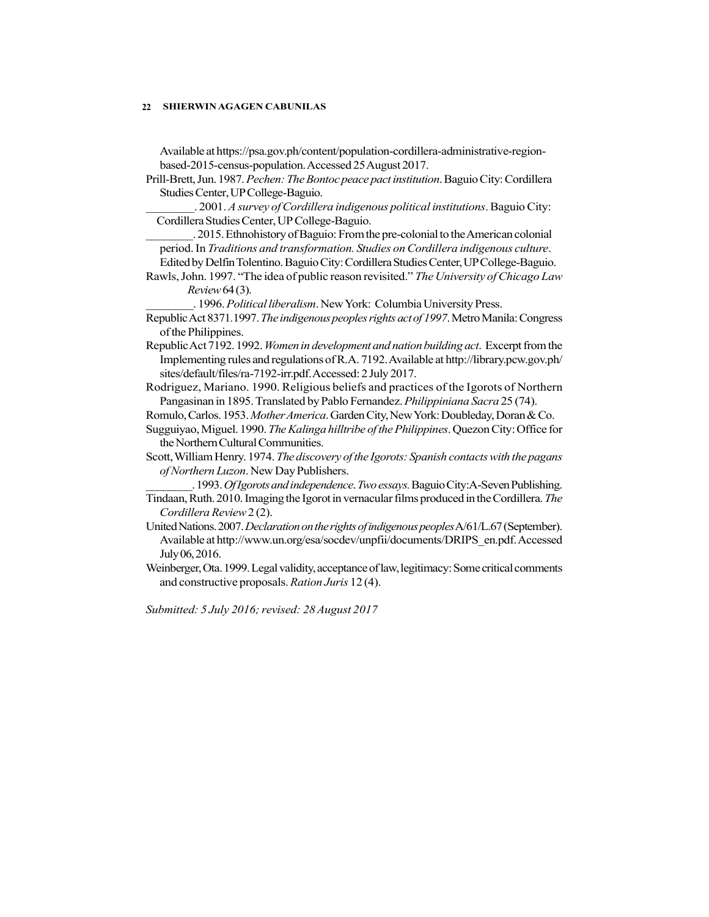Available at https://psa.gov.ph/content/population-cordillera-administrative-region-based-2015-census-population. Accessed 25 August 2017.

Prill-Brett, Jun. 1987. *Pechen: The Bontoc peace pact institution*. Baguio City: Cordillera Studies Center, UP College-Baguio.

________. 2001. *A survey of Cordillera indigenous political institutions*. Baguio City: Cordillera Studies Center, UP College-Baguio.

________. 2015. Ethnohistory of Baguio: From the pre-colonial to the American colonial period. In *Traditions and transformation. Studies on Cordillera indigenous culture*. Edited by Delfin Tolentino. Baguio City: Cordillera Studies Center, UP College-Baguio.

Rawls, John. 1997. "The idea of public reason revisited." *The University of Chicago Law Review* 64 (3).

________. 1996. *Political liberalism*. New York: Columbia University Press.

Republic Act 8371. 1997. *The indigenous peoples rights act of 1997*. Metro Manila: Congress of the Philippines.

Republic Act 7192. 1992. *Women in development and nation building act*. Excerpt from the Implementing rules and regulations of R.A. 7192. Available at http://library.pcw.gov.ph/sites/default/files/ra-7192-irr.pdf. Accessed: 2 July 2017.

Rodriguez, Mariano. 1990. Religious beliefs and practices of the Igorots of Northern Pangasinan in 1895. Translated by Pablo Fernandez. *Philippiniana Sacra* 25 (74).

Romulo, Carlos. 1953. *Mother America*. Garden City, New York: Doubleday, Doran & Co.

Sugguiyao, Miguel. 1990. *The Kalinga hilltribe of the Philippines*. Quezon City: Office for the Northern Cultural Communities.

Scott, William Henry. 1974. *The discovery of the Igorots: Spanish contacts with the pagans of Northern Luzon*. New Day Publishers.

________. 1993. *Of Igorots and independence. Two essays.* Baguio City: A-Seven Publishing.

Tindaan, Ruth. 2010. Imaging the Igorot in vernacular films produced in the Cordillera. *The Cordillera Review* 2 (2).

United Nations. 2007. *Declaration on the rights of indigenous peoples* A/61/L.67 (September). Available at http://www.un.org/esa/socdev/unpfii/documents/DRIPS_en.pdf. Accessed July 06, 2016.

Weinberger, Ota. 1999. Legal validity, acceptance of law, legitimacy: Some critical comments and constructive proposals. *Ration Juris* 12 (4).

*Submitted: 5 July 2016; revised: 28 August 2017*